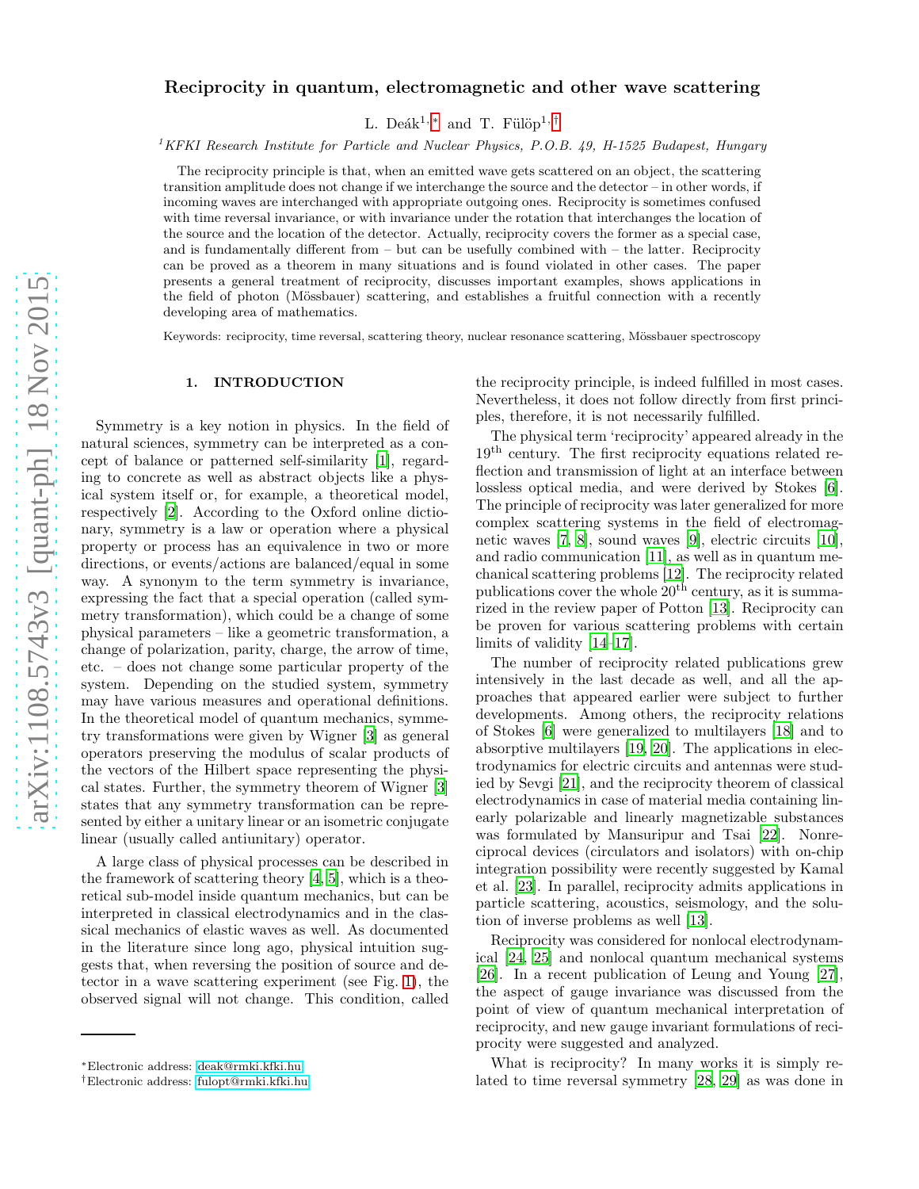# Reciprocity in quantum, electromagnetic and other wave scattering

L. Deák[1,*] and T. Fülöp[1,†]

[1]*KFKI Research Institute for Particle and Nuclear Physics, P.O.B. 49, H-1525 Budapest, Hungary*

The reciprocity principle is that, when an emitted wave gets scattered on an object, the scattering transition amplitude does not change if we interchange the source and the detector – in other words, if incoming waves are interchanged with appropriate outgoing ones. Reciprocity is sometimes confused with time reversal invariance, or with invariance under the rotation that interchanges the location of the source and the location of the detector. Actually, reciprocity covers the former as a special case, and is fundamentally different from – but can be usefully combined with – the latter. Reciprocity can be proved as a theorem in many situations and is found violated in other cases. The paper presents a general treatment of reciprocity, discusses important examples, shows applications in the field of photon (Mössbauer) scattering, and establishes a fruitful connection with a recently developing area of mathematics.

Keywords: reciprocity, time reversal, scattering theory, nuclear resonance scattering, Mössbauer spectroscopy

## 1. INTRODUCTION

Symmetry is a key notion in physics. In the field of natural sciences, symmetry can be interpreted as a concept of balance or patterned self-similarity [1], regarding to concrete as well as abstract objects like a physical system itself or, for example, a theoretical model, respectively [2]. According to the Oxford online dictionary, symmetry is a law or operation where a physical property or process has an equivalence in two or more directions, or events/actions are balanced/equal in some way. A synonym to the term symmetry is invariance, expressing the fact that a special operation (called symmetry transformation), which could be a change of some physical parameters – like a geometric transformation, a change of polarization, parity, charge, the arrow of time, etc. – does not change some particular property of the system. Depending on the studied system, symmetry may have various measures and operational definitions. In the theoretical model of quantum mechanics, symmetry transformations were given by Wigner [3] as general operators preserving the modulus of scalar products of the vectors of the Hilbert space representing the physical states. Further, the symmetry theorem of Wigner [3] states that any symmetry transformation can be represented by either a unitary linear or an isometric conjugate linear (usually called antiunitary) operator.

A large class of physical processes can be described in the framework of scattering theory [4, 5], which is a theoretical sub-model inside quantum mechanics, but can be interpreted in classical electrodynamics and in the classical mechanics of elastic waves as well. As documented in the literature since long ago, physical intuition suggests that, when reversing the position of source and detector in a wave scattering experiment (see Fig. 1), the observed signal will not change. This condition, called the reciprocity principle, is indeed fulfilled in most cases. Nevertheless, it does not follow directly from first principles, therefore, it is not necessarily fulfilled.

The physical term 'reciprocity' appeared already in the 19th century. The first reciprocity equations related reflection and transmission of light at an interface between lossless optical media, and were derived by Stokes [6]. The principle of reciprocity was later generalized for more complex scattering systems in the field of electromagnetic waves [7, 8], sound waves [9], electric circuits [10], and radio communication [11], as well as in quantum mechanical scattering problems [12]. The reciprocity related publications cover the whole 20th century, as it is summarized in the review paper of Potton [13]. Reciprocity can be proven for various scattering problems with certain limits of validity [14–17].

The number of reciprocity related publications grew intensively in the last decade as well, and all the approaches that appeared earlier were subject to further developments. Among others, the reciprocity relations of Stokes [6] were generalized to multilayers [18] and to absorptive multilayers [19, 20]. The applications in electrodynamics for electric circuits and antennas were studied by Sevgi [21], and the reciprocity theorem of classical electrodynamics in case of material media containing linearly polarizable and linearly magnetizable substances was formulated by Mansuripur and Tsai [22]. Nonreciprocal devices (circulators and isolators) with on-chip integration possibility were recently suggested by Kamal et al. [23]. In parallel, reciprocity admits applications in particle scattering, acoustics, seismology, and the solution of inverse problems as well [13].

Reciprocity was considered for nonlocal electrodynamical [24, 25] and nonlocal quantum mechanical systems [26]. In a recent publication of Leung and Young [27], the aspect of gauge invariance was discussed from the point of view of quantum mechanical interpretation of reciprocity, and new gauge invariant formulations of reciprocity were suggested and analyzed.

What is reciprocity? In many works it is simply related to time reversal symmetry [28, 29] as was done in

---

*Electronic address: deak@rmki.kfki.hu
†Electronic address: fulopt@rmki.kfki.hu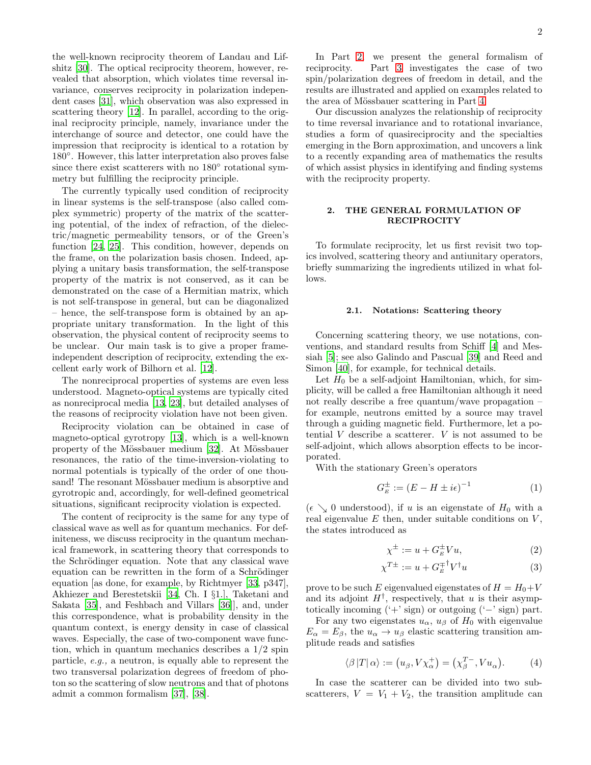the well-known reciprocity theorem of Landau and Lifshitz [30]. The optical reciprocity theorem, however, revealed that absorption, which violates time reversal invariance, conserves reciprocity in polarization independent cases [31], which observation was also expressed in scattering theory [12]. In parallel, according to the original reciprocity principle, namely, invariance under the interchange of source and detector, one could have the impression that reciprocity is identical to a rotation by 180°. However, this latter interpretation also proves false since there exist scatterers with no 180° rotational symmetry but fulfilling the reciprocity principle.

The currently typically used condition of reciprocity in linear systems is the self-transpose (also called complex symmetric) property of the matrix of the scattering potential, of the index of refraction, of the dielectric/magnetic permeability tensors, or of the Green's function [24, 25]. This condition, however, depends on the frame, on the polarization basis chosen. Indeed, applying a unitary basis transformation, the self-transpose property of the matrix is not conserved, as it can be demonstrated on the case of a Hermitian matrix, which is not self-transpose in general, but can be diagonalized – hence, the self-transpose form is obtained by an appropriate unitary transformation. In the light of this observation, the physical content of reciprocity seems to be unclear. Our main task is to give a proper frame-independent description of reciprocity, extending the excellent early work of Bilhorn et al. [12].

The nonreciprocal properties of systems are even less understood. Magneto-optical systems are typically cited as nonreciprocal media [13, 23], but detailed analyses of the reasons of reciprocity violation have not been given.

Reciprocity violation can be obtained in case of magneto-optical gyrotropy [13], which is a well-known property of the Mössbauer medium [32]. At Mössbauer resonances, the ratio of the time-inversion-violating to normal potentials is typically of the order of one thousand! The resonant Mössbauer medium is absorptive and gyrotropic and, accordingly, for well-defined geometrical situations, significant reciprocity violation is expected.

The content of reciprocity is the same for any type of classical wave as well as for quantum mechanics. For definiteness, we discuss reciprocity in the quantum mechanical framework, in scattering theory that corresponds to the Schrödinger equation. Note that any classical wave equation can be rewritten in the form of a Schrödinger equation [as done, for example, by Richtmyer [33, p347], Akhiezer and Berestetskii [34, Ch. I §1.], Taketani and Sakata [35], and Feshbach and Villars [36]], and, under this correspondence, what is probability density in the quantum context, is energy density in case of classical waves. Especially, the case of two-component wave function, which in quantum mechanics describes a 1/2 spin particle, *e.g.,* a neutron, is equally able to represent the two transversal polarization degrees of freedom of photon so the scattering of slow neutrons and that of photons admit a common formalism [37], [38].

In Part 2, we present the general formalism of reciprocity. Part 3 investigates the case of two spin/polarization degrees of freedom in detail, and the results are illustrated and applied on examples related to the area of Mössbauer scattering in Part 4.

Our discussion analyzes the relationship of reciprocity to time reversal invariance and to rotational invariance, studies a form of quasireciprocity and the specialties emerging in the Born approximation, and uncovers a link to a recently expanding area of mathematics the results of which assist physics in identifying and finding systems with the reciprocity property.

## 2. THE GENERAL FORMULATION OF RECIPROCITY

To formulate reciprocity, let us first revisit two topics involved, scattering theory and antiunitary operators, briefly summarizing the ingredients utilized in what follows.

### 2.1. Notations: Scattering theory

Concerning scattering theory, we use notations, conventions, and standard results from Schiff [4] and Messiah [5]; see also Galindo and Pascual [39] and Reed and Simon [40], for example, for technical details.

Let $H_0$ be a self-adjoint Hamiltonian, which, for simplicity, will be called a free Hamiltonian although it need not really describe a free quantum/wave propagation – for example, neutrons emitted by a source may travel through a guiding magnetic field. Furthermore, let a potential $V$ describe a scatterer. $V$ is not assumed to be self-adjoint, which allows absorption effects to be incorporated.

With the stationary Green's operators

$$G_E^{\pm} := (E - H \pm i\epsilon)^{-1} \tag{1}$$

($\epsilon \searrow 0$ understood), if $u$ is an eigenstate of $H_0$ with a real eigenvalue $E$ then, under suitable conditions on $V$, the states introduced as

$$\chi^{\pm} := u + G_E^{\pm} V u, \tag{2}$$

$$\chi^{T\pm} := u + G_E^{\mp\dagger} V^{\dagger} u \tag{3}$$

prove to be such $E$ eigenvalued eigenstates of $H = H_0 + V$ and its adjoint $H^{\dagger}$, respectively, that $u$ is their asymptotically incoming ('+' sign) or outgoing ('−' sign) part.

For any two eigenstates $u_\alpha$, $u_\beta$ of $H_0$ with eigenvalue $E_\alpha = E_\beta$, the $u_\alpha \to u_\beta$ elastic scattering transition amplitude reads and satisfies

$$\langle \beta \,|T|\, \alpha \rangle := \left(u_\beta, V\chi_\alpha^{+}\right) = \left(\chi_\beta^{T-}, V u_\alpha\right). \tag{4}$$

In case the scatterer can be divided into two subscatterers, $V = V_1 + V_2$, the transition amplitude can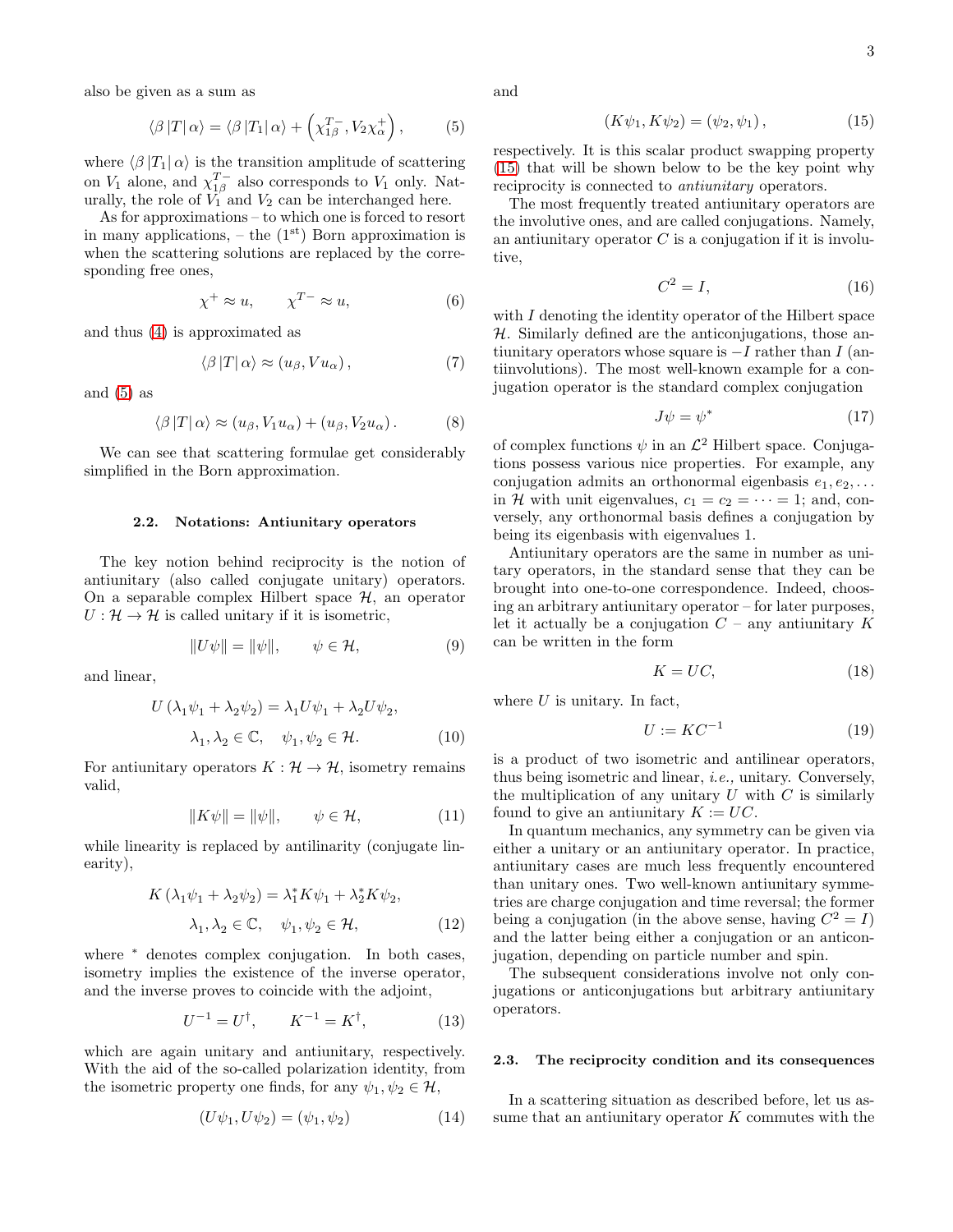also be given as a sum as

$$\langle \beta \,| T |\, \alpha \rangle = \langle \beta \,| T_1 |\, \alpha \rangle + \left( \chi_{1\beta}^{T-}, V_2 \chi_\alpha^+ \right), \tag{5}$$

where $\langle \beta \,| T_1 |\, \alpha \rangle$ is the transition amplitude of scattering on $V_1$ alone, and $\chi_{1\beta}^{T-}$ also corresponds to $V_1$ only. Naturally, the role of $V_1$ and $V_2$ can be interchanged here.

As for approximations – to which one is forced to resort in many applications, – the (1st) Born approximation is when the scattering solutions are replaced by the corresponding free ones,

$$\chi^+ \approx u, \qquad \chi^{T-} \approx u, \tag{6}$$

and thus (4) is approximated as

$$\langle \beta \,| T |\, \alpha \rangle \approx (u_\beta, V u_\alpha), \tag{7}$$

and (5) as

$$\langle \beta \,| T |\, \alpha \rangle \approx (u_\beta, V_1 u_\alpha) + (u_\beta, V_2 u_\alpha). \tag{8}$$

We can see that scattering formulae get considerably simplified in the Born approximation.

### 2.2. Notations: Antiunitary operators

The key notion behind reciprocity is the notion of antiunitary (also called conjugate unitary) operators. On a separable complex Hilbert space $\mathcal{H}$, an operator $U : \mathcal{H} \to \mathcal{H}$ is called unitary if it is isometric,

$$\| U\psi \| = \| \psi \|, \qquad \psi \in \mathcal{H}, \tag{9}$$

and linear,

$$U(\lambda_1 \psi_1 + \lambda_2 \psi_2) = \lambda_1 U\psi_1 + \lambda_2 U\psi_2, \qquad \lambda_1, \lambda_2 \in \mathbb{C}, \quad \psi_1, \psi_2 \in \mathcal{H}. \tag{10}$$

For antiunitary operators $K : \mathcal{H} \to \mathcal{H}$, isometry remains valid,

$$\| K\psi \| = \| \psi \|, \qquad \psi \in \mathcal{H}, \tag{11}$$

while linearity is replaced by antilinarity (conjugate linearity),

$$K(\lambda_1 \psi_1 + \lambda_2 \psi_2) = \lambda_1^* K\psi_1 + \lambda_2^* K\psi_2, \qquad \lambda_1, \lambda_2 \in \mathbb{C}, \quad \psi_1, \psi_2 \in \mathcal{H}, \tag{12}$$

where $^*$ denotes complex conjugation. In both cases, isometry implies the existence of the inverse operator, and the inverse proves to coincide with the adjoint,

$$U^{-1} = U^\dagger, \qquad K^{-1} = K^\dagger, \tag{13}$$

which are again unitary and antiunitary, respectively. With the aid of the so-called polarization identity, from the isometric property one finds, for any $\psi_1, \psi_2 \in \mathcal{H}$,

$$(U\psi_1, U\psi_2) = (\psi_1, \psi_2) \tag{14}$$

and

$$(K\psi_1, K\psi_2) = (\psi_2, \psi_1), \tag{15}$$

respectively. It is this scalar product swapping property (15) that will be shown below to be the key point why reciprocity is connected to *antiunitary* operators.

The most frequently treated antiunitary operators are the involutive ones, and are called conjugations. Namely, an antiunitary operator $C$ is a conjugation if it is involutive,

$$C^2 = I, \tag{16}$$

with $I$ denoting the identity operator of the Hilbert space $\mathcal{H}$. Similarly defined are the anticonjugations, those antiunitary operators whose square is $-I$ rather than $I$ (antiinvolutions). The most well-known example for a conjugation operator is the standard complex conjugation

$$J\psi = \psi^* \tag{17}$$

of complex functions $\psi$ in an $\mathcal{L}^2$ Hilbert space. Conjugations possess various nice properties. For example, any conjugation admits an orthonormal eigenbasis $e_1, e_2, \dots$ in $\mathcal{H}$ with unit eigenvalues, $c_1 = c_2 = \cdots = 1$; and, conversely, any orthonormal basis defines a conjugation by being its eigenbasis with eigenvalues 1.

Antiunitary operators are the same in number as unitary operators, in the standard sense that they can be brought into one-to-one correspondence. Indeed, choosing an arbitrary antiunitary operator – for later purposes, let it actually be a conjugation $C$ – any antiunitary $K$ can be written in the form

$$K = UC, \tag{18}$$

where $U$ is unitary. In fact,

$$U := KC^{-1} \tag{19}$$

is a product of two isometric and antilinear operators, thus being isometric and linear, *i.e.,* unitary. Conversely, the multiplication of any unitary $U$ with $C$ is similarly found to give an antiunitary $K := UC$.

In quantum mechanics, any symmetry can be given via either a unitary or an antiunitary operator. In practice, antiunitary cases are much less frequently encountered than unitary ones. Two well-known antiunitary symmetries are charge conjugation and time reversal; the former being a conjugation (in the above sense, having $C^2 = I$) and the latter being either a conjugation or an anticonjugation, depending on particle number and spin.

The subsequent considerations involve not only conjugations or anticonjugations but arbitrary antiunitary operators.

### 2.3. The reciprocity condition and its consequences

In a scattering situation as described before, let us assume that an antiunitary operator $K$ commutes with the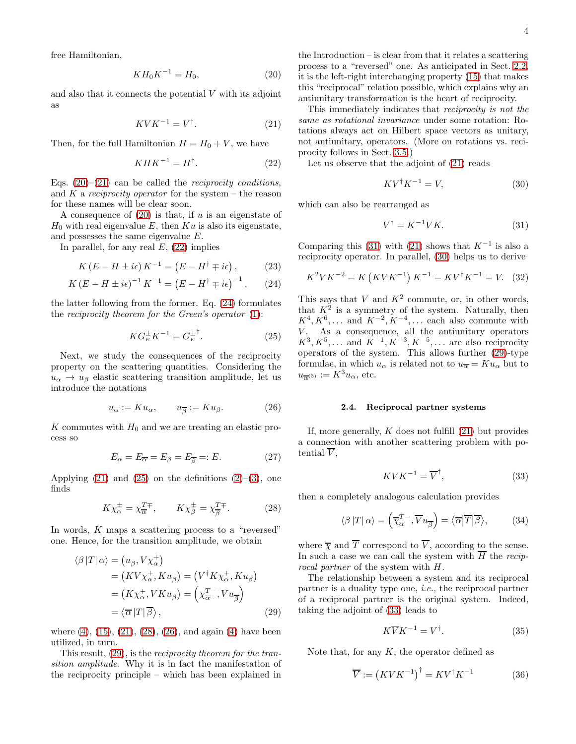free Hamiltonian,

$$KH_0K^{-1} = H_0, \tag{20}$$

and also that it connects the potential $V$ with its adjoint as

$$KVK^{-1} = V^\dagger. \tag{21}$$

Then, for the full Hamiltonian $H = H_0 + V$, we have

$$KHK^{-1} = H^\dagger. \tag{22}$$

Eqs. (20)–(21) can be called the *reciprocity conditions*, and $K$ a *reciprocity operator* for the system – the reason for these names will be clear soon.

A consequence of (20) is that, if $u$ is an eigenstate of $H_0$ with real eigenvalue $E$, then $Ku$ is also its eigenstate, and possesses the same eigenvalue $E$.

In parallel, for any real $E$, (22) implies

$$K\left(E - H \pm i\epsilon\right)K^{-1} = \left(E - H^\dagger \mp i\epsilon\right), \tag{23}$$

$$K\left(E - H \pm i\epsilon\right)^{-1}K^{-1} = \left(E - H^\dagger \mp i\epsilon\right)^{-1}, \tag{24}$$

the latter following from the former. Eq. (24) formulates the *reciprocity theorem for the Green's operator* (1):

$$KG_E^{\pm}K^{-1} = G_E^{\pm\,\dagger}. \tag{25}$$

Next, we study the consequences of the reciprocity property on the scattering quantities. Considering the $u_\alpha \to u_\beta$ elastic scattering transition amplitude, let us introduce the notations

$$u_{\overline{\alpha}} := Ku_\alpha, \qquad u_{\overline{\beta}} := Ku_\beta. \tag{26}$$

$K$ commutes with $H_0$ and we are treating an elastic process so

$$E_\alpha = E_{\overline{\alpha}} = E_\beta = E_{\overline{\beta}} =: E. \tag{27}$$

Applying (21) and (25) on the definitions (2)–(3), one finds

$$K\chi_\alpha^{\pm} = \chi_{\overline{\alpha}}^{T\mp}, \qquad K\chi_\beta^{\pm} = \chi_{\overline{\beta}}^{T\mp}. \tag{28}$$

In words, $K$ maps a scattering process to a "reversed" one. Hence, for the transition amplitude, we obtain

$$\begin{aligned}
\langle \beta\,|T|\,\alpha\rangle &= \left(u_\beta, V\chi_\alpha^+\right) \\
&= \left(KV\chi_\alpha^+, Ku_\beta\right) = \left(V^\dagger K\chi_\alpha^+, Ku_\beta\right) \\
&= \left(K\chi_\alpha^+, VKu_\beta\right) = \left(\chi_{\overline{\alpha}}^{T-}, Vu_{\overline{\beta}}\right) \\
&= \left\langle \overline{\alpha}\,|T|\,\overline{\beta}\right\rangle,
\end{aligned} \tag{29}$$

where (4), (15), (21), (28), (26), and again (4) have been utilized, in turn.

This result, (29), is the *reciprocity theorem for the transition amplitude*. Why it is in fact the manifestation of the reciprocity principle – which has been explained in the Introduction – is clear from that it relates a scattering process to a "reversed" one. As anticipated in Sect. 2.2, it is the left-right interchanging property (15) that makes this "reciprocal" relation possible, which explains why an antiunitary transformation is the heart of reciprocity.

This immediately indicates that *reciprocity is not the same as rotational invariance* under some rotation: Rotations always act on Hilbert space vectors as unitary, not antiunitary, operators. (More on rotations vs. reciprocity follows in Sect. 3.5.)

Let us observe that the adjoint of (21) reads

$$KV^\dagger K^{-1} = V, \tag{30}$$

which can also be rearranged as

$$V^\dagger = K^{-1}VK. \tag{31}$$

Comparing this (31) with (21) shows that $K^{-1}$ is also a reciprocity operator. In parallel, (30) helps us to derive

$$K^2VK^{-2} = K\left(KVK^{-1}\right)K^{-1} = KV^\dagger K^{-1} = V. \tag{32}$$

This says that $V$ and $K^2$ commute, or, in other words, that $K^2$ is a symmetry of the system. Naturally, then $K^4, K^6, \ldots$ and $K^{-2}, K^{-4}, \ldots$ each also commute with $V$. As a consequence, all the antiunitary operators $K^3, K^5, \ldots$ and $K^{-1}, K^{-3}, K^{-5}, \ldots$ are also reciprocity operators of the system. This allows further (29)-type formulae, in which $u_\alpha$ is related not to $u_{\overline{\alpha}} = Ku_\alpha$ but to $u_{\overline{\alpha}^{(3)}} := K^3u_\alpha$, etc.

### 2.4. Reciprocal partner systems

If, more generally, $K$ does not fulfill (21) but provides a connection with another scattering problem with potential $\overline{V}$,

$$KVK^{-1} = \overline{V}^\dagger, \tag{33}$$

then a completely analogous calculation provides

$$\langle \beta\,|T|\,\alpha\rangle = \left(\overline{\chi}_{\overline{\alpha}}^{T-}, \overline{V}u_{\overline{\beta}}\right) = \langle \overline{\alpha}|\overline{T}|\overline{\beta}\rangle, \tag{34}$$

where $\overline{\chi}$ and $\overline{T}$ correspond to $\overline{V}$, according to the sense. In such a case we can call the system with $\overline{H}$ the *reciprocal partner* of the system with $H$.

The relationship between a system and its reciprocal partner is a duality type one, *i.e.*, the reciprocal partner of a reciprocal partner is the original system. Indeed, taking the adjoint of (33) leads to

$$K\overline{V}K^{-1} = V^\dagger. \tag{35}$$

Note that, for any $K$, the operator defined as

$$\overline{V} := \left(KVK^{-1}\right)^\dagger = KV^\dagger K^{-1} \tag{36}$$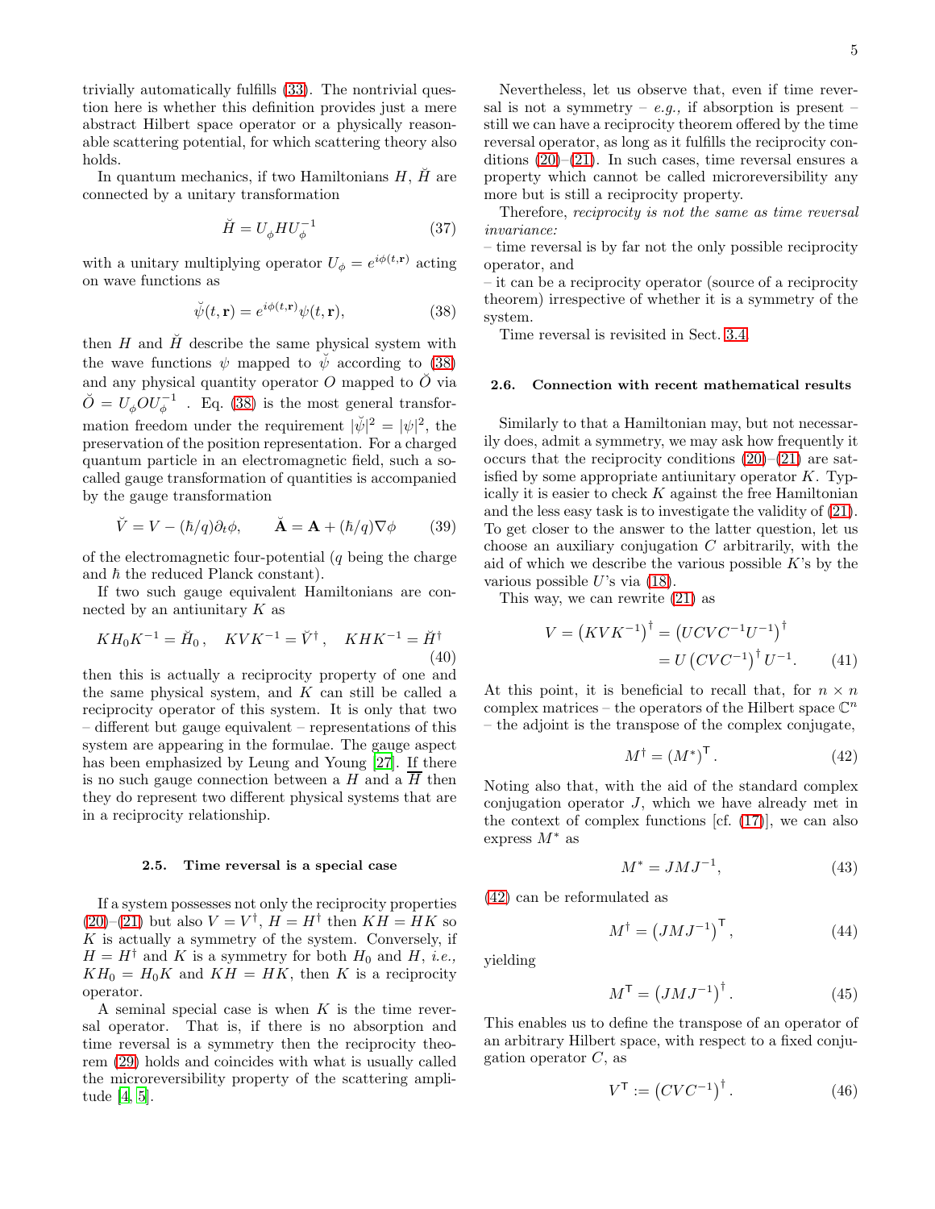trivially automatically fulfills (33). The nontrivial question here is whether this definition provides just a mere abstract Hilbert space operator or a physically reasonable scattering potential, for which scattering theory also holds.

In quantum mechanics, if two Hamiltonians $H$, $\breve{H}$ are connected by a unitary transformation

$$\breve{H} = U_\phi H U_\phi^{-1} \tag{37}$$

with a unitary multiplying operator $U_\phi = e^{i\phi(t,\mathbf{r})}$ acting on wave functions as

$$\breve{\psi}(t,\mathbf{r}) = e^{i\phi(t,\mathbf{r})}\psi(t,\mathbf{r}), \tag{38}$$

then $H$ and $\breve{H}$ describe the same physical system with the wave functions $\psi$ mapped to $\breve{\psi}$ according to (38) and any physical quantity operator $O$ mapped to $\breve{O}$ via $\breve{O} = U_\phi O U_\phi^{-1}$ . Eq. (38) is the most general transformation freedom under the requirement $|\breve{\psi}|^2 = |\psi|^2$, the preservation of the position representation. For a charged quantum particle in an electromagnetic field, such a so-called gauge transformation of quantities is accompanied by the gauge transformation

$$\breve{V} = V - (\hbar/q)\partial_t\phi, \qquad \breve{\mathbf{A}} = \mathbf{A} + (\hbar/q)\nabla\phi \tag{39}$$

of the electromagnetic four-potential ($q$ being the charge and $\hbar$ the reduced Planck constant).

If two such gauge equivalent Hamiltonians are connected by an antiunitary $K$ as

$$KH_0K^{-1} = \breve{H}_0\,, \quad KVK^{-1} = \breve{V}^\dagger\,, \quad KHK^{-1} = \breve{H}^\dagger \tag{40}$$

then this is actually a reciprocity property of one and the same physical system, and $K$ can still be called a reciprocity operator of this system. It is only that two – different but gauge equivalent – representations of this system are appearing in the formulae. The gauge aspect has been emphasized by Leung and Young [27]. If there is no such gauge connection between a $H$ and a $\overline{H}$ then they do represent two different physical systems that are in a reciprocity relationship.

### 2.5. Time reversal is a special case

If a system possesses not only the reciprocity properties (20)–(21) but also $V = V^\dagger$, $H = H^\dagger$ then $KH = HK$ so $K$ is actually a symmetry of the system. Conversely, if $H = H^\dagger$ and $K$ is a symmetry for both $H_0$ and $H$, *i.e.,* $KH_0 = H_0K$ and $KH = HK$, then $K$ is a reciprocity operator.

A seminal special case is when $K$ is the time reversal operator. That is, if there is no absorption and time reversal is a symmetry then the reciprocity theorem (29) holds and coincides with what is usually called the microreversibility property of the scattering amplitude [4, 5].

Nevertheless, let us observe that, even if time reversal is not a symmetry – *e.g.,* if absorption is present – still we can have a reciprocity theorem offered by the time reversal operator, as long as it fulfills the reciprocity conditions (20)–(21). In such cases, time reversal ensures a property which cannot be called microreversibility any more but is still a reciprocity property.

Therefore, *reciprocity is not the same as time reversal invariance:*

– time reversal is by far not the only possible reciprocity operator, and

– it can be a reciprocity operator (source of a reciprocity theorem) irrespective of whether it is a symmetry of the system.

Time reversal is revisited in Sect. 3.4.

### 2.6. Connection with recent mathematical results

Similarly to that a Hamiltonian may, but not necessarily does, admit a symmetry, we may ask how frequently it occurs that the reciprocity conditions (20)–(21) are satisfied by some appropriate antiunitary operator $K$. Typically it is easier to check $K$ against the free Hamiltonian and the less easy task is to investigate the validity of (21). To get closer to the answer to the latter question, let us choose an auxiliary conjugation $C$ arbitrarily, with the aid of which we describe the various possible $K$'s by the various possible $U$'s via (18).

This way, we can rewrite (21) as

$$\begin{aligned} V = \left(KVK^{-1}\right)^\dagger &= \left(UCVC^{-1}U^{-1}\right)^\dagger \\ &= U\left(CVC^{-1}\right)^\dagger U^{-1}. \end{aligned} \tag{41}$$

At this point, it is beneficial to recall that, for $n \times n$ complex matrices – the operators of the Hilbert space $\mathbb{C}^n$ – the adjoint is the transpose of the complex conjugate,

$$M^\dagger = \left(M^*\right)^\mathsf{T}. \tag{42}$$

Noting also that, with the aid of the standard complex conjugation operator $J$, which we have already met in the context of complex functions [cf. (17)], we can also express $M^*$ as

$$M^* = JMJ^{-1}, \tag{43}$$

(42) can be reformulated as

$$M^\dagger = \left(JMJ^{-1}\right)^\mathsf{T}, \tag{44}$$

yielding

$$M^\mathsf{T} = \left(JMJ^{-1}\right)^\dagger. \tag{45}$$

This enables us to define the transpose of an operator of an arbitrary Hilbert space, with respect to a fixed conjugation operator $C$, as

$$V^\mathsf{T} := \left(CVC^{-1}\right)^\dagger. \tag{46}$$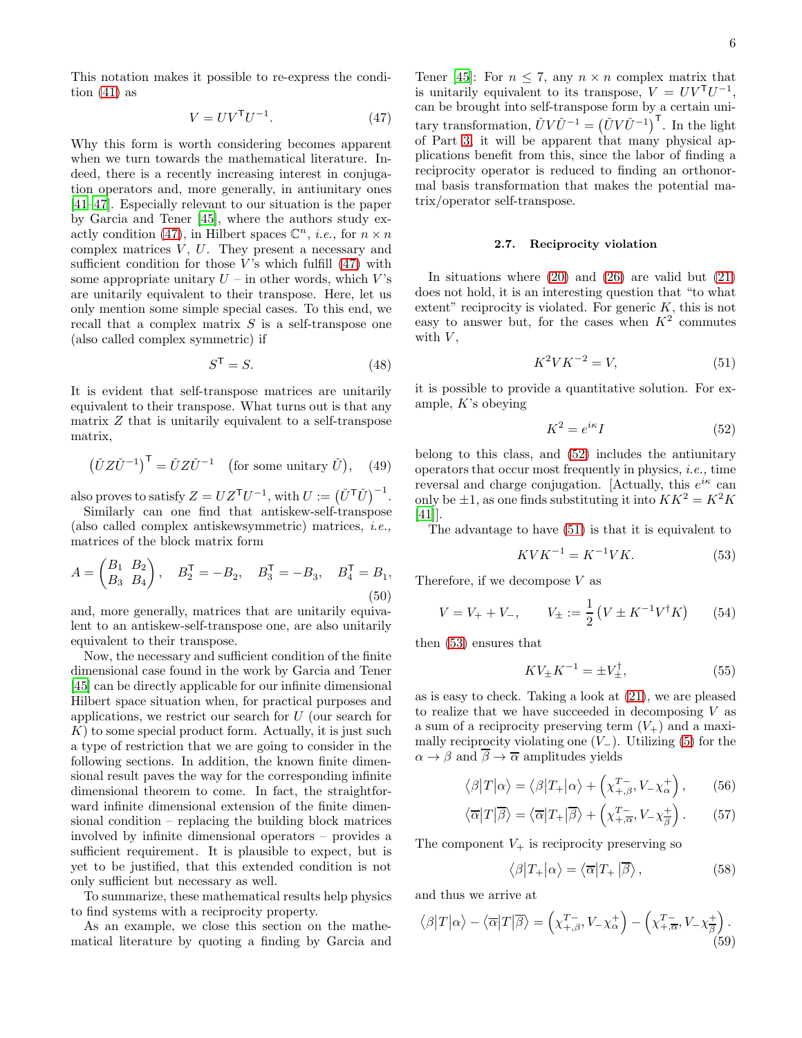This notation makes it possible to re-express the condition (41) as

$$V = UV^{\mathsf{T}}U^{-1}. \tag{47}$$

Why this form is worth considering becomes apparent when we turn towards the mathematical literature. Indeed, there is a recently increasing interest in conjugation operators and, more generally, in antiunitary ones [41–47]. Especially relevant to our situation is the paper by Garcia and Tener [45], where the authors study exactly condition (47), in Hilbert spaces $\mathbb{C}^n$, *i.e.,* for $n \times n$ complex matrices $V$, $U$. They present a necessary and sufficient condition for those $V$'s which fulfill (47) with some appropriate unitary $U$ – in other words, which $V$'s are unitarily equivalent to their transpose. Here, let us only mention some simple special cases. To this end, we recall that a complex matrix $S$ is a self-transpose one (also called complex symmetric) if

$$S^{\mathsf{T}} = S. \tag{48}$$

It is evident that self-transpose matrices are unitarily equivalent to their transpose. What turns out is that any matrix $Z$ that is unitarily equivalent to a self-transpose matrix,

$$\left(\check{U}Z\check{U}^{-1}\right)^{\mathsf{T}} = \check{U}Z\check{U}^{-1} \quad \text{(for some unitary } \check{U}\text{)}, \tag{49}$$

also proves to satisfy $Z = UZ^{\mathsf{T}}U^{-1}$, with $U := \left(\check{U}^{\mathsf{T}}\check{U}\right)^{-1}$.

Similarly can one find that antiskew-self-transpose (also called complex antiskewsymmetric) matrices, *i.e.,* matrices of the block matrix form

$$A = \begin{pmatrix} B_1 & B_2 \\ B_3 & B_4 \end{pmatrix}, \quad B_2^{\mathsf{T}} = -B_2, \quad B_3^{\mathsf{T}} = -B_3, \quad B_4^{\mathsf{T}} = B_1, \tag{50}$$

and, more generally, matrices that are unitarily equivalent to an antiskew-self-transpose one, are also unitarily equivalent to their transpose.

Now, the necessary and sufficient condition of the finite dimensional case found in the work by Garcia and Tener [45] can be directly applicable for our infinite dimensional Hilbert space situation when, for practical purposes and applications, we restrict our search for $U$ (our search for $K$) to some special product form. Actually, it is just such a type of restriction that we are going to consider in the following sections. In addition, the known finite dimensional result paves the way for the corresponding infinite dimensional theorem to come. In fact, the straightforward infinite dimensional extension of the finite dimensional condition – replacing the building block matrices involved by infinite dimensional operators – provides a sufficient requirement. It is plausible to expect, but is yet to be justified, that this extended condition is not only sufficient but necessary as well.

To summarize, these mathematical results help physics to find systems with a reciprocity property.

As an example, we close this section on the mathematical literature by quoting a finding by Garcia and Tener [45]: For $n \leq 7$, any $n \times n$ complex matrix that is unitarily equivalent to its transpose, $V = UV^{\mathsf{T}}U^{-1}$, can be brought into self-transpose form by a certain unitary transformation, $\check{U}V\check{U}^{-1} = \left(\check{U}V\check{U}^{-1}\right)^{\mathsf{T}}$. In the light of Part 3, it will be apparent that many physical applications benefit from this, since the labor of finding a reciprocity operator is reduced to finding an orthonormal basis transformation that makes the potential matrix/operator self-transpose.

### 2.7. Reciprocity violation

In situations where (20) and (26) are valid but (21) does not hold, it is an interesting question that "to what extent" reciprocity is violated. For generic $K$, this is not easy to answer but, for the cases when $K^2$ commutes with $V$,

$$K^2 V K^{-2} = V, \tag{51}$$

it is possible to provide a quantitative solution. For example, $K$'s obeying

$$K^2 = e^{i\kappa} I \tag{52}$$

belong to this class, and (52) includes the antiunitary operators that occur most frequently in physics, *i.e.,* time reversal and charge conjugation. [Actually, this $e^{i\kappa}$ can only be $\pm 1$, as one finds substituting it into $KK^2 = K^2K$ [41]].

The advantage to have (51) is that it is equivalent to

$$KVK^{-1} = K^{-1}VK. \tag{53}$$

Therefore, if we decompose $V$ as

$$V = V_+ + V_-, \qquad V_\pm := \frac{1}{2}\left(V \pm K^{-1}V^\dagger K\right) \tag{54}$$

then (53) ensures that

$$KV_\pm K^{-1} = \pm V_\pm^\dagger, \tag{55}$$

as is easy to check. Taking a look at (21), we are pleased to realize that we have succeeded in decomposing $V$ as a sum of a reciprocity preserving term ($V_+$) and a maximally reciprocity violating one ($V_-$). Utilizing (5) for the $\alpha \to \beta$ and $\overline{\beta} \to \overline{\alpha}$ amplitudes yields

$$\left\langle\beta\middle|T\middle|\alpha\right\rangle = \left\langle\beta\middle|T_+\middle|\alpha\right\rangle + \left(\chi_{+,\beta}^{T-}, V_-\chi_\alpha^+\right), \tag{56}$$

$$\left\langle\overline{\alpha}\middle|T\middle|\overline{\beta}\right\rangle = \left\langle\overline{\alpha}\middle|T_+\middle|\overline{\beta}\right\rangle + \left(\chi_{+,\overline{\alpha}}^{T-}, V_-\chi_{\overline{\beta}}^+\right). \tag{57}$$

The component $V_+$ is reciprocity preserving so

$$\left\langle\beta\middle|T_+\middle|\alpha\right\rangle = \left\langle\overline{\alpha}\middle|T_+\middle|\overline{\beta}\right\rangle, \tag{58}$$

and thus we arrive at

$$\left\langle\beta\middle|T\middle|\alpha\right\rangle - \left\langle\overline{\alpha}\middle|T\middle|\overline{\beta}\right\rangle = \left(\chi_{+,\beta}^{T-}, V_-\chi_\alpha^+\right) - \left(\chi_{+,\overline{\alpha}}^{T-}, V_-\chi_{\overline{\beta}}^+\right). \tag{59}$$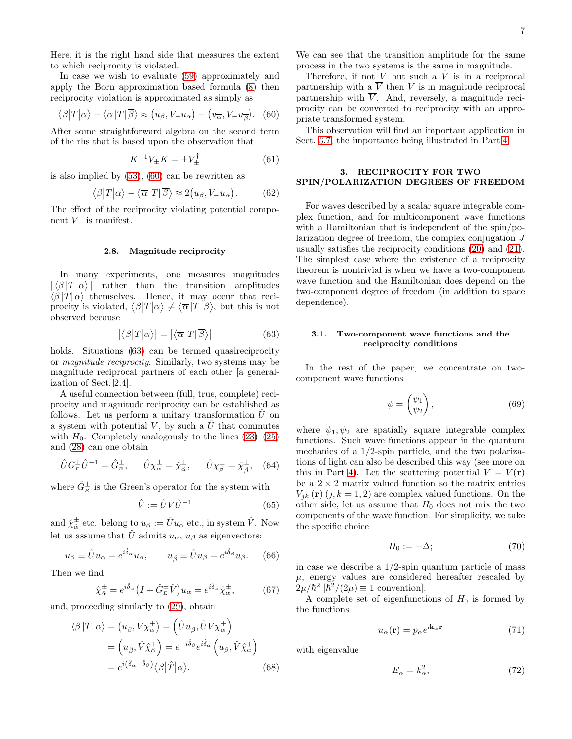Here, it is the right hand side that measures the extent to which reciprocity is violated.

In case we wish to evaluate (59) approximately and apply the Born approximation based formula (8) then reciprocity violation is approximated as simply as

$$\langle\beta|T|\alpha\rangle - \langle\overline{\alpha}|T|\overline{\beta}\rangle \approx \left(u_\beta, V_- u_\alpha\right) - \left(u_{\overline{\alpha}}, V_- u_{\overline{\beta}}\right). \quad (60)$$

After some straightforward algebra on the second term of the rhs that is based upon the observation that

$$K^{-1} V_\pm K = \pm V_\pm^\dagger \quad (61)$$

is also implied by (53), (60) can be rewritten as

$$\langle\beta|T|\alpha\rangle - \langle\overline{\alpha}|T|\overline{\beta}\rangle \approx 2\left(u_\beta, V_- u_\alpha\right). \quad (62)$$

The effect of the reciprocity violating potential component $V_-$ is manifest.

### 2.8. Magnitude reciprocity

In many experiments, one measures magnitudes $|\langle\beta|T|\alpha\rangle|$ rather than the transition amplitudes $\langle\beta|T|\alpha\rangle$ themselves. Hence, it may occur that reciprocity is violated, $\langle\beta|T|\alpha\rangle \neq \langle\overline{\alpha}|T|\overline{\beta}\rangle$, but this is not observed because

$$\left|\langle\beta|T|\alpha\rangle\right| = \left|\langle\overline{\alpha}|T|\overline{\beta}\rangle\right| \quad (63)$$

holds. Situations (63) can be termed quasireciprocity or *magnitude reciprocity*. Similarly, two systems may be magnitude reciprocal partners of each other [a generalization of Sect. 2.4].

A useful connection between (full, true, complete) reciprocity and magnitude reciprocity can be established as follows. Let us perform a unitary transformation $\hat{U}$ on a system with potential $V$, by such a $\hat{U}$ that commutes with $H_0$. Completely analogously to the lines (23)–(25) and (28) can one obtain

$$\hat{U} G_E^\pm \hat{U}^{-1} = \hat{G}_E^\pm, \qquad \hat{U}\chi_\alpha^\pm = \hat{\chi}_{\hat{\alpha}}^\pm, \qquad \hat{U}\chi_\beta^\pm = \hat{\chi}_{\hat{\beta}}^\pm, \quad (64)$$

where $\hat{G}_E^\pm$ is the Green's operator for the system with

$$\hat{V} := \hat{U} V \hat{U}^{-1} \quad (65)$$

and $\hat{\chi}_{\hat{\alpha}}^\pm$ etc. belong to $u_{\hat{\alpha}} := \hat{U} u_\alpha$ etc., in system $\hat{V}$. Now let us assume that $\hat{U}$ admits $u_\alpha$, $u_\beta$ as eigenvectors:

$$u_{\hat{\alpha}} \equiv \hat{U} u_\alpha = e^{i\hat{\delta}_\alpha} u_\alpha, \qquad u_{\hat{\beta}} \equiv \hat{U} u_\beta = e^{i\hat{\delta}_\beta} u_\beta. \quad (66)$$

Then we find

$$\hat{\chi}_{\hat{\alpha}}^\pm = e^{i\hat{\delta}_\alpha}\left(I + \hat{G}_E^\pm \hat{V}\right) u_\alpha = e^{i\hat{\delta}_\alpha} \hat{\chi}_\alpha^\pm, \quad (67)$$

and, proceeding similarly to (29), obtain

$$\begin{aligned}
\langle\beta|T|\alpha\rangle &= \left(u_\beta, V\chi_\alpha^+\right) = \left(\hat{U}u_\beta, \hat{U}V\chi_\alpha^+\right) \\
&= \left(u_{\hat{\beta}}, \hat{V}\hat{\chi}_{\hat{\alpha}}^+\right) = e^{-i\hat{\delta}_\beta} e^{i\hat{\delta}_\alpha}\left(u_\beta, \hat{V}\hat{\chi}_\alpha^+\right) \\
&= e^{i(\hat{\delta}_\alpha - \hat{\delta}_\beta)} \langle\beta|\hat{T}|\alpha\rangle.
\end{aligned} \quad (68)$$

We can see that the transition amplitude for the same process in the two systems is the same in magnitude.

Therefore, if not $V$ but such a $\hat{V}$ is in a reciprocal partnership with a $\overline{V}$ then $V$ is in magnitude reciprocal partnership with $\overline{V}$. And, reversely, a magnitude reciprocity can be converted to reciprocity with an appropriate transformed system.

This observation will find an important application in Sect. 3.7, the importance being illustrated in Part 4.

## 3. RECIPROCITY FOR TWO SPIN/POLARIZATION DEGREES OF FREEDOM

For waves described by a scalar square integrable complex function, and for multicomponent wave functions with a Hamiltonian that is independent of the spin/polarization degree of freedom, the complex conjugation $J$ usually satisfies the reciprocity conditions (20) and (21). The simplest case where the existence of a reciprocity theorem is nontrivial is when we have a two-component wave function and the Hamiltonian does depend on the two-component degree of freedom (in addition to space dependence).

### 3.1. Two-component wave functions and the reciprocity conditions

In the rest of the paper, we concentrate on two-component wave functions

$$\psi = \begin{pmatrix} \psi_1 \\ \psi_2 \end{pmatrix}, \quad (69)$$

where $\psi_1, \psi_2$ are spatially square integrable complex functions. Such wave functions appear in the quantum mechanics of a 1/2-spin particle, and the two polarizations of light can also be described this way (see more on this in Part 4). Let the scattering potential $V = V(\mathbf{r})$ be a $2\times 2$ matrix valued function so the matrix entries $V_{jk}(\mathbf{r})$ $(j,k = 1,2)$ are complex valued functions. On the other side, let us assume that $H_0$ does not mix the two components of the wave function. For simplicity, we take the specific choice

$$H_0 := -\Delta; \quad (70)$$

in case we describe a 1/2-spin quantum particle of mass $\mu$, energy values are considered hereafter rescaled by $2\mu/\hbar^2$ [$\hbar^2/(2\mu) \equiv 1$ convention].

A complete set of eigenfunctions of $H_0$ is formed by the functions

$$u_\alpha(\mathbf{r}) = p_\alpha e^{i\mathbf{k}_\alpha \mathbf{r}} \quad (71)$$

with eigenvalue

$$E_\alpha = k_\alpha^2, \quad (72)$$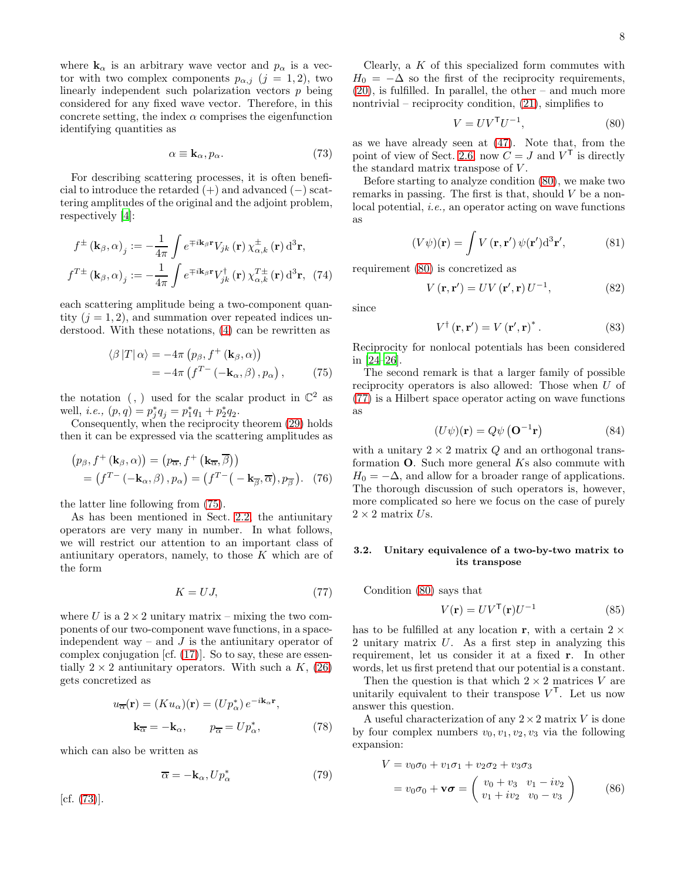where $\mathbf{k}_\alpha$ is an arbitrary wave vector and $p_\alpha$ is a vector with two complex components $p_{\alpha,j}$ $(j = 1, 2)$, two linearly independent such polarization vectors $p$ being considered for any fixed wave vector. Therefore, in this concrete setting, the index $\alpha$ comprises the eigenfunction identifying quantities as

$$\alpha \equiv \mathbf{k}_\alpha, p_\alpha. \tag{73}$$

For describing scattering processes, it is often beneficial to introduce the retarded (+) and advanced (−) scattering amplitudes of the original and the adjoint problem, respectively [4]:

$$\begin{aligned} f^{\pm}\left(\mathbf{k}_\beta, \alpha\right)_j &:= -\frac{1}{4\pi} \int e^{\mp i \mathbf{k}_\beta \mathbf{r}} V_{jk}\left(\mathbf{r}\right) \chi^{\pm}_{\alpha,k}\left(\mathbf{r}\right) \mathrm{d}^3\mathbf{r}, \\ f^{T\pm}\left(\mathbf{k}_\beta, \alpha\right)_j &:= -\frac{1}{4\pi} \int e^{\mp i \mathbf{k}_\beta \mathbf{r}} V^{\dagger}_{jk}\left(\mathbf{r}\right) \chi^{T\pm}_{\alpha,k}\left(\mathbf{r}\right) \mathrm{d}^3\mathbf{r}, \end{aligned} \tag{74}$$

each scattering amplitude being a two-component quantity $(j = 1, 2)$, and summation over repeated indices understood. With these notations, (4) can be rewritten as

$$\begin{aligned} \langle \beta \left| T \right| \alpha \rangle &= -4\pi \left(p_\beta, f^{+}\left(\mathbf{k}_\beta, \alpha\right)\right) \\ &= -4\pi \left(f^{T-}\left(-\mathbf{k}_\alpha, \beta\right), p_\alpha\right), \end{aligned} \tag{75}$$

the notation $(\,,\,)$ used for the scalar product in $\mathbb{C}^2$ as well, *i.e.,* $(p, q) = p_j^* q_j = p_1^* q_1 + p_2^* q_2$.

Consequently, when the reciprocity theorem (29) holds then it can be expressed via the scattering amplitudes as

$$\begin{aligned} \left(p_\beta, f^{+}\left(\mathbf{k}_\beta, \alpha\right)\right) &= \left(p_{\overline{\alpha}}, f^{+}\left(\mathbf{k}_{\overline{\alpha}}, \overline{\beta}\right)\right) \\ = \left(f^{T-}\left(-\mathbf{k}_\alpha, \beta\right), p_\alpha\right) &= \left(f^{T-}\left(-\mathbf{k}_{\overline{\beta}}, \overline{\alpha}\right), p_{\overline{\beta}}\right). \end{aligned} \tag{76}$$

the latter line following from (75).

As has been mentioned in Sect. 2.2, the antiunitary operators are very many in number. In what follows, we will restrict our attention to an important class of antiunitary operators, namely, to those $K$ which are of the form

$$K = UJ, \tag{77}$$

where $U$ is a $2 \times 2$ unitary matrix – mixing the two components of our two-component wave functions, in a space-independent way – and $J$ is the antiunitary operator of complex conjugation [cf. (17)]. So to say, these are essentially $2 \times 2$ antiunitary operators. With such a $K$, (26) gets concretized as

$$\begin{aligned} u_{\overline{\alpha}}(\mathbf{r}) &= (K u_\alpha)(\mathbf{r}) = (U p_\alpha^*)\, e^{-i\mathbf{k}_\alpha \mathbf{r}}, \\ \mathbf{k}_{\overline{\alpha}} &= -\mathbf{k}_\alpha, \qquad p_{\overline{\alpha}} = U p_\alpha^*, \end{aligned} \tag{78}$$

which can also be written as

$$\overline{\alpha} = -\mathbf{k}_\alpha, U p_\alpha^* \tag{79}$$

[cf. (73)].

Clearly, a $K$ of this specialized form commutes with $H_0 = -\Delta$ so the first of the reciprocity requirements, (20), is fulfilled. In parallel, the other – and much more nontrivial – reciprocity condition, (21), simplifies to

$$V = U V^{\mathsf{T}} U^{-1}, \tag{80}$$

as we have already seen at (47). Note that, from the point of view of Sect. 2.6, now $C = J$ and $V^{\mathsf{T}}$ is directly the standard matrix transpose of $V$.

Before starting to analyze condition (80), we make two remarks in passing. The first is that, should $V$ be a nonlocal potential, *i.e.,* an operator acting on wave functions as

$$(V\psi)(\mathbf{r}) = \int V\left(\mathbf{r}, \mathbf{r}'\right) \psi(\mathbf{r}') \mathrm{d}^3\mathbf{r}', \tag{81}$$

requirement (80) is concretized as

$$V\left(\mathbf{r}, \mathbf{r}'\right) = U V\left(\mathbf{r}', \mathbf{r}\right) U^{-1}, \tag{82}$$

since

$$V^{\dagger}\left(\mathbf{r}, \mathbf{r}'\right) = V\left(\mathbf{r}', \mathbf{r}\right)^*. \tag{83}$$

Reciprocity for nonlocal potentials has been considered in [24–26].

The second remark is that a larger family of possible reciprocity operators is also allowed: Those when $U$ of (77) is a Hilbert space operator acting on wave functions as

$$(U\psi)(\mathbf{r}) = Q\psi\left(\mathbf{O}^{-1}\mathbf{r}\right) \tag{84}$$

with a unitary $2 \times 2$ matrix $Q$ and an orthogonal transformation $\mathbf{O}$. Such more general $K$s also commute with $H_0 = -\Delta$, and allow for a broader range of applications. The thorough discussion of such operators is, however, more complicated so here we focus on the case of purely $2 \times 2$ matrix $U$s.

### 3.2. Unitary equivalence of a two-by-two matrix to its transpose

Condition (80) says that

$$V(\mathbf{r}) = U V^{\mathsf{T}}(\mathbf{r}) U^{-1} \tag{85}$$

has to be fulfilled at any location $\mathbf{r}$, with a certain $2 \times 2$ unitary matrix $U$. As a first step in analyzing this requirement, let us consider it at a fixed $\mathbf{r}$. In other words, let us first pretend that our potential is a constant.

Then the question is that which $2 \times 2$ matrices $V$ are unitarily equivalent to their transpose $V^{\mathsf{T}}$. Let us now answer this question.

A useful characterization of any $2 \times 2$ matrix $V$ is done by four complex numbers $v_0, v_1, v_2, v_3$ via the following expansion:

$$\begin{aligned} V &= v_0\sigma_0 + v_1\sigma_1 + v_2\sigma_2 + v_3\sigma_3 \\ &= v_0\sigma_0 + \mathbf{v}\boldsymbol{\sigma} = \begin{pmatrix} v_0 + v_3 & v_1 - iv_2 \\ v_1 + iv_2 & v_0 - v_3 \end{pmatrix} \end{aligned} \tag{86}$$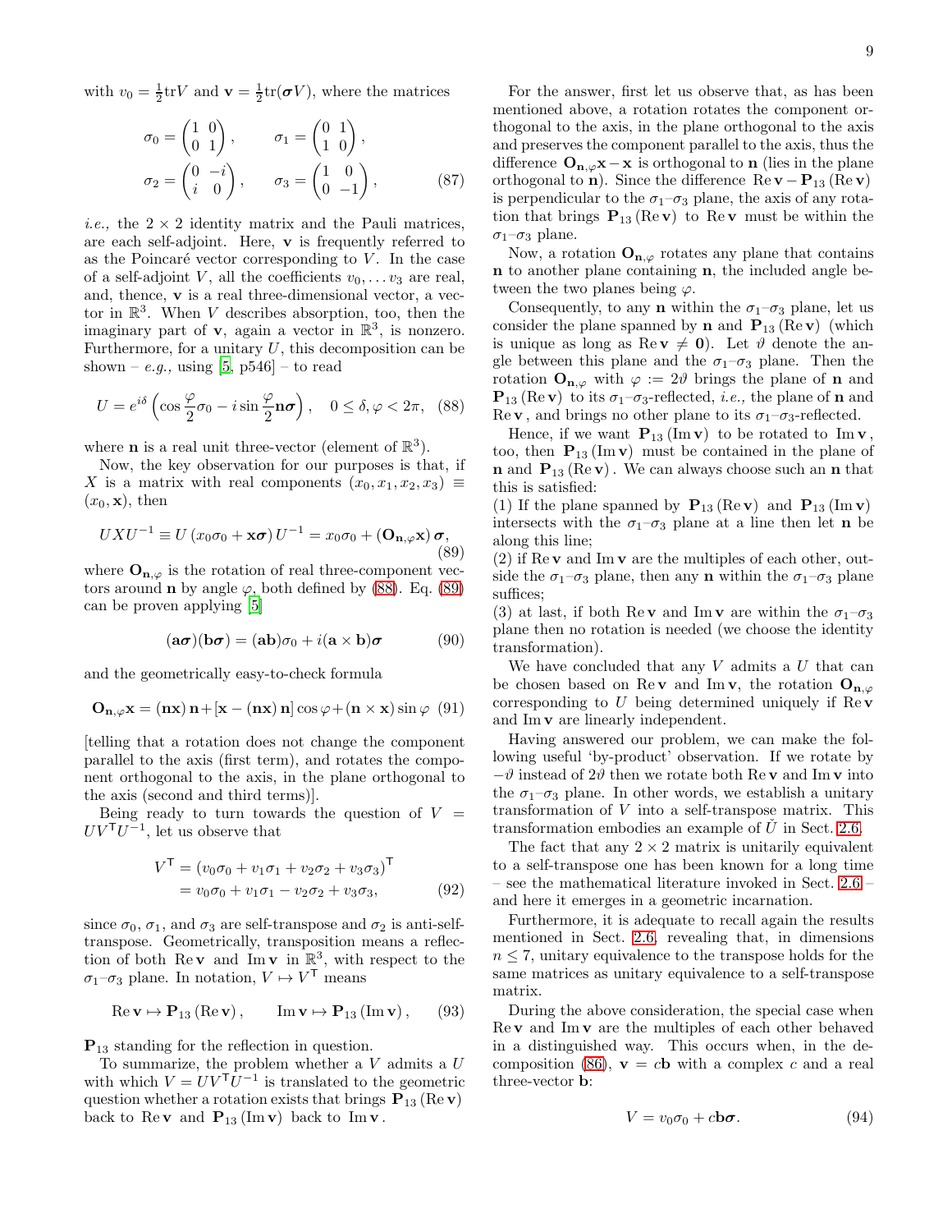with $v_0 = \frac{1}{2}\mathrm{tr}V$ and $\mathbf{v} = \frac{1}{2}\mathrm{tr}(\boldsymbol{\sigma}V)$, where the matrices

$$
\sigma_0 = \begin{pmatrix} 1 & 0 \\ 0 & 1 \end{pmatrix}, \qquad \sigma_1 = \begin{pmatrix} 0 & 1 \\ 1 & 0 \end{pmatrix},
$$

$$
\sigma_2 = \begin{pmatrix} 0 & -i \\ i & 0 \end{pmatrix}, \qquad \sigma_3 = \begin{pmatrix} 1 & 0 \\ 0 & -1 \end{pmatrix}, \tag{87}
$$

*i.e.,* the $2 \times 2$ identity matrix and the Pauli matrices, are each self-adjoint. Here, $\mathbf{v}$ is frequently referred to as the Poincaré vector corresponding to $V$. In the case of a self-adjoint $V$, all the coefficients $v_0, \dots v_3$ are real, and, thence, $\mathbf{v}$ is a real three-dimensional vector, a vector in $\mathbb{R}^3$. When $V$ describes absorption, too, then the imaginary part of $\mathbf{v}$, again a vector in $\mathbb{R}^3$, is nonzero. Furthermore, for a unitary $U$, this decomposition can be shown – *e.g.,* using [5, p546] – to read

$$
U = e^{i\delta}\left(\cos\frac{\varphi}{2}\sigma_0 - i\sin\frac{\varphi}{2}\mathbf{n}\boldsymbol{\sigma}\right), \quad 0 \le \delta, \varphi < 2\pi, \tag{88}
$$

where $\mathbf{n}$ is a real unit three-vector (element of $\mathbb{R}^3$).

Now, the key observation for our purposes is that, if $X$ is a matrix with real components $(x_0, x_1, x_2, x_3) \equiv (x_0, \mathbf{x})$, then

$$
UXU^{-1} \equiv U\left(x_0\sigma_0 + \mathbf{x}\boldsymbol{\sigma}\right)U^{-1} = x_0\sigma_0 + \left(\mathbf{O}_{\mathbf{n},\varphi}\mathbf{x}\right)\boldsymbol{\sigma}, \tag{89}
$$

where $\mathbf{O}_{\mathbf{n},\varphi}$ is the rotation of real three-component vectors around $\mathbf{n}$ by angle $\varphi$, both defined by (88). Eq. (89) can be proven applying [5]

$$
(\mathbf{a}\boldsymbol{\sigma})(\mathbf{b}\boldsymbol{\sigma}) = (\mathbf{a}\mathbf{b})\sigma_0 + i(\mathbf{a} \times \mathbf{b})\boldsymbol{\sigma} \tag{90}
$$

and the geometrically easy-to-check formula

$$
\mathbf{O}_{\mathbf{n},\varphi}\mathbf{x} = (\mathbf{n}\mathbf{x})\,\mathbf{n} + [\mathbf{x} - (\mathbf{n}\mathbf{x})\,\mathbf{n}]\cos\varphi + (\mathbf{n} \times \mathbf{x})\sin\varphi \tag{91}
$$

[telling that a rotation does not change the component parallel to the axis (first term), and rotates the component orthogonal to the axis, in the plane orthogonal to the axis (second and third terms)].

Being ready to turn towards the question of $V = UV^{\mathsf{T}}U^{-1}$, let us observe that

$$
\begin{aligned}
V^{\mathsf{T}} &= \left(v_0\sigma_0 + v_1\sigma_1 + v_2\sigma_2 + v_3\sigma_3\right)^{\mathsf{T}} \\
&= v_0\sigma_0 + v_1\sigma_1 - v_2\sigma_2 + v_3\sigma_3,
\end{aligned} \tag{92}
$$

since $\sigma_0$, $\sigma_1$, and $\sigma_3$ are self-transpose and $\sigma_2$ is anti-self-transpose. Geometrically, transposition means a reflection of both $\mathrm{Re}\,\mathbf{v}$ and $\mathrm{Im}\,\mathbf{v}$ in $\mathbb{R}^3$, with respect to the $\sigma_1$–$\sigma_3$ plane. In notation, $V \mapsto V^{\mathsf{T}}$ means

$$
\mathrm{Re}\,\mathbf{v} \mapsto \mathbf{P}_{13}\left(\mathrm{Re}\,\mathbf{v}\right), \qquad \mathrm{Im}\,\mathbf{v} \mapsto \mathbf{P}_{13}\left(\mathrm{Im}\,\mathbf{v}\right), \tag{93}
$$

$\mathbf{P}_{13}$ standing for the reflection in question.

To summarize, the problem whether a $V$ admits a $U$ with which $V = UV^{\mathsf{T}}U^{-1}$ is translated to the geometric question whether a rotation exists that brings $\mathbf{P}_{13}\left(\mathrm{Re}\,\mathbf{v}\right)$ back to $\mathrm{Re}\,\mathbf{v}$ and $\mathbf{P}_{13}\left(\mathrm{Im}\,\mathbf{v}\right)$ back to $\mathrm{Im}\,\mathbf{v}$.

For the answer, first let us observe that, as has been mentioned above, a rotation rotates the component orthogonal to the axis, in the plane orthogonal to the axis and preserves the component parallel to the axis, thus the difference $\mathbf{O}_{\mathbf{n},\varphi}\mathbf{x} - \mathbf{x}$ is orthogonal to $\mathbf{n}$ (lies in the plane orthogonal to $\mathbf{n}$). Since the difference $\mathrm{Re}\,\mathbf{v} - \mathbf{P}_{13}\left(\mathrm{Re}\,\mathbf{v}\right)$ is perpendicular to the $\sigma_1$–$\sigma_3$ plane, the axis of any rotation that brings $\mathbf{P}_{13}\left(\mathrm{Re}\,\mathbf{v}\right)$ to $\mathrm{Re}\,\mathbf{v}$ must be within the $\sigma_1$–$\sigma_3$ plane.

Now, a rotation $\mathbf{O}_{\mathbf{n},\varphi}$ rotates any plane that contains $\mathbf{n}$ to another plane containing $\mathbf{n}$, the included angle between the two planes being $\varphi$.

Consequently, to any $\mathbf{n}$ within the $\sigma_1$–$\sigma_3$ plane, let us consider the plane spanned by $\mathbf{n}$ and $\mathbf{P}_{13}\left(\mathrm{Re}\,\mathbf{v}\right)$ (which is unique as long as $\mathrm{Re}\,\mathbf{v} \neq \mathbf{0}$). Let $\vartheta$ denote the angle between this plane and the $\sigma_1$–$\sigma_3$ plane. Then the rotation $\mathbf{O}_{\mathbf{n},\varphi}$ with $\varphi := 2\vartheta$ brings the plane of $\mathbf{n}$ and $\mathbf{P}_{13}\left(\mathrm{Re}\,\mathbf{v}\right)$ to its $\sigma_1$–$\sigma_3$-reflected, *i.e.,* the plane of $\mathbf{n}$ and $\mathrm{Re}\,\mathbf{v}$, and brings no other plane to its $\sigma_1$–$\sigma_3$-reflected.

Hence, if we want $\mathbf{P}_{13}\left(\mathrm{Im}\,\mathbf{v}\right)$ to be rotated to $\mathrm{Im}\,\mathbf{v}$, too, then $\mathbf{P}_{13}\left(\mathrm{Im}\,\mathbf{v}\right)$ must be contained in the plane of $\mathbf{n}$ and $\mathbf{P}_{13}\left(\mathrm{Re}\,\mathbf{v}\right)$. We can always choose such an $\mathbf{n}$ that this is satisfied:

(1) If the plane spanned by $\mathbf{P}_{13}\left(\mathrm{Re}\,\mathbf{v}\right)$ and $\mathbf{P}_{13}\left(\mathrm{Im}\,\mathbf{v}\right)$ intersects with the $\sigma_1$–$\sigma_3$ plane at a line then let $\mathbf{n}$ be along this line;

(2) if $\mathrm{Re}\,\mathbf{v}$ and $\mathrm{Im}\,\mathbf{v}$ are the multiples of each other, outside the $\sigma_1$–$\sigma_3$ plane, then any $\mathbf{n}$ within the $\sigma_1$–$\sigma_3$ plane suffices;

(3) at last, if both $\mathrm{Re}\,\mathbf{v}$ and $\mathrm{Im}\,\mathbf{v}$ are within the $\sigma_1$–$\sigma_3$ plane then no rotation is needed (we choose the identity transformation).

We have concluded that any $V$ admits a $U$ that can be chosen based on $\mathrm{Re}\,\mathbf{v}$ and $\mathrm{Im}\,\mathbf{v}$, the rotation $\mathbf{O}_{\mathbf{n},\varphi}$ corresponding to $U$ being determined uniquely if $\mathrm{Re}\,\mathbf{v}$ and $\mathrm{Im}\,\mathbf{v}$ are linearly independent.

Having answered our problem, we can make the following useful 'by-product' observation. If we rotate by $-\vartheta$ instead of $2\vartheta$ then we rotate both $\mathrm{Re}\,\mathbf{v}$ and $\mathrm{Im}\,\mathbf{v}$ into the $\sigma_1$–$\sigma_3$ plane. In other words, we establish a unitary transformation of $V$ into a self-transpose matrix. This transformation embodies an example of $\breve{U}$ in Sect. 2.6.

The fact that any $2 \times 2$ matrix is unitarily equivalent to a self-transpose one has been known for a long time – see the mathematical literature invoked in Sect. 2.6 – and here it emerges in a geometric incarnation.

Furthermore, it is adequate to recall again the results mentioned in Sect. 2.6, revealing that, in dimensions $n \le 7$, unitary equivalence to the transpose holds for the same matrices as unitary equivalence to a self-transpose matrix.

During the above consideration, the special case when $\mathrm{Re}\,\mathbf{v}$ and $\mathrm{Im}\,\mathbf{v}$ are the multiples of each other behaved in a distinguished way. This occurs when, in the decomposition (86), $\mathbf{v} = c\mathbf{b}$ with a complex $c$ and a real three-vector $\mathbf{b}$:

$$
V = v_0\sigma_0 + c\mathbf{b}\boldsymbol{\sigma}. \tag{94}
$$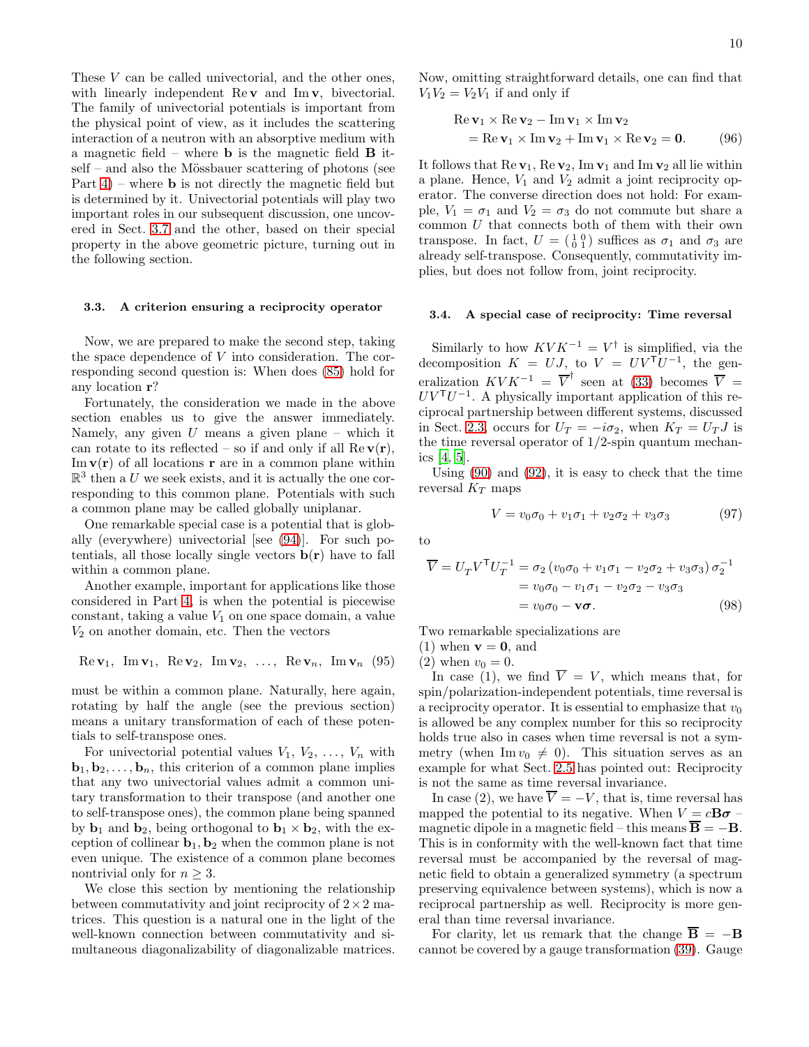These $V$ can be called univectorial, and the other ones, with linearly independent $\operatorname{Re}\mathbf{v}$ and $\operatorname{Im}\mathbf{v}$, bivectorial. The family of univectorial potentials is important from the physical point of view, as it includes the scattering interaction of a neutron with an absorptive medium with a magnetic field – where $\mathbf{b}$ is the magnetic field $\mathbf{B}$ itself – and also the Mössbauer scattering of photons (see Part 4) – where $\mathbf{b}$ is not directly the magnetic field but is determined by it. Univectorial potentials will play two important roles in our subsequent discussion, one uncovered in Sect. 3.7 and the other, based on their special property in the above geometric picture, turning out in the following section.

### 3.3. A criterion ensuring a reciprocity operator

Now, we are prepared to make the second step, taking the space dependence of $V$ into consideration. The corresponding second question is: When does (85) hold for any location $\mathbf{r}$?

Fortunately, the consideration we made in the above section enables us to give the answer immediately. Namely, any given $U$ means a given plane – which it can rotate to its reflected – so if and only if all $\operatorname{Re}\mathbf{v}(\mathbf{r})$, $\operatorname{Im}\mathbf{v}(\mathbf{r})$ of all locations $\mathbf{r}$ are in a common plane within $\mathbb{R}^3$ then a $U$ we seek exists, and it is actually the one corresponding to this common plane. Potentials with such a common plane may be called globally uniplanar.

One remarkable special case is a potential that is globally (everywhere) univectorial [see (94)]. For such potentials, all those locally single vectors $\mathbf{b}(\mathbf{r})$ have to fall within a common plane.

Another example, important for applications like those considered in Part 4, is when the potential is piecewise constant, taking a value $V_1$ on one space domain, a value $V_2$ on another domain, etc. Then the vectors

$$\operatorname{Re}\mathbf{v}_1,\ \operatorname{Im}\mathbf{v}_1,\ \operatorname{Re}\mathbf{v}_2,\ \operatorname{Im}\mathbf{v}_2,\ \ldots,\ \operatorname{Re}\mathbf{v}_n,\ \operatorname{Im}\mathbf{v}_n \quad (95)$$

must be within a common plane. Naturally, here again, rotating by half the angle (see the previous section) means a unitary transformation of each of these potentials to self-transpose ones.

For univectorial potential values $V_1, V_2, \ldots, V_n$ with $\mathbf{b}_1, \mathbf{b}_2, \ldots, \mathbf{b}_n$, this criterion of a common plane implies that any two univectorial values admit a common unitary transformation to their transpose (and another one to self-transpose ones), the common plane being spanned by $\mathbf{b}_1$ and $\mathbf{b}_2$, being orthogonal to $\mathbf{b}_1 \times \mathbf{b}_2$, with the exception of collinear $\mathbf{b}_1, \mathbf{b}_2$ when the common plane is not even unique. The existence of a common plane becomes nontrivial only for $n \geq 3$.

We close this section by mentioning the relationship between commutativity and joint reciprocity of $2\times 2$ matrices. This question is a natural one in the light of the well-known connection between commutativity and simultaneous diagonalizability of diagonalizable matrices. Now, omitting straightforward details, one can find that $V_1 V_2 = V_2 V_1$ if and only if

$$\begin{aligned}\operatorname{Re}\mathbf{v}_1 \times \operatorname{Re}\mathbf{v}_2 - \operatorname{Im}\mathbf{v}_1 \times \operatorname{Im}\mathbf{v}_2 \\ = \operatorname{Re}\mathbf{v}_1 \times \operatorname{Im}\mathbf{v}_2 + \operatorname{Im}\mathbf{v}_1 \times \operatorname{Re}\mathbf{v}_2 = \mathbf{0}.\end{aligned} \quad (96)$$

It follows that $\operatorname{Re}\mathbf{v}_1$, $\operatorname{Re}\mathbf{v}_2$, $\operatorname{Im}\mathbf{v}_1$ and $\operatorname{Im}\mathbf{v}_2$ all lie within a plane. Hence, $V_1$ and $V_2$ admit a joint reciprocity operator. The converse direction does not hold: For example, $V_1 = \sigma_1$ and $V_2 = \sigma_3$ do not commute but share a common $U$ that connects both of them with their own transpose. In fact, $U = \left(\begin{smallmatrix} 1 & 0 \\ 0 & 1 \end{smallmatrix}\right)$ suffices as $\sigma_1$ and $\sigma_3$ are already self-transpose. Consequently, commutativity implies, but does not follow from, joint reciprocity.

### 3.4. A special case of reciprocity: Time reversal

Similarly to how $KVK^{-1} = V^\dagger$ is simplified, via the decomposition $K = UJ$, to $V = UV^\mathsf{T}U^{-1}$, the generalization $KVK^{-1} = \overline{V}^\dagger$ seen at (33) becomes $\overline{V} = UV^\mathsf{T}U^{-1}$. A physically important application of this reciprocal partnership between different systems, discussed in Sect. 2.3, occurs for $U_T = -i\sigma_2$, when $K_T = U_T J$ is the time reversal operator of 1/2-spin quantum mechanics [4, 5].

Using (90) and (92), it is easy to check that the time reversal $K_T$ maps

$$V = v_0\sigma_0 + v_1\sigma_1 + v_2\sigma_2 + v_3\sigma_3 \quad (97)$$

to

$$\begin{aligned}\overline{V} = U_T V^\mathsf{T} U_T^{-1} &= \sigma_2\left(v_0\sigma_0 + v_1\sigma_1 - v_2\sigma_2 + v_3\sigma_3\right)\sigma_2^{-1} \\ &= v_0\sigma_0 - v_1\sigma_1 - v_2\sigma_2 - v_3\sigma_3 \\ &= v_0\sigma_0 - \mathbf{v}\boldsymbol{\sigma}.\end{aligned} \quad (98)$$

Two remarkable specializations are
(1) when $\mathbf{v} = \mathbf{0}$, and
(2) when $v_0 = 0$.

In case (1), we find $\overline{V} = V$, which means that, for spin/polarization-independent potentials, time reversal is a reciprocity operator. It is essential to emphasize that $v_0$ is allowed be any complex number for this so reciprocity holds true also in cases when time reversal is not a symmetry (when $\operatorname{Im} v_0 \neq 0$). This situation serves as an example for what Sect. 2.5 has pointed out: Reciprocity is not the same as time reversal invariance.

In case (2), we have $\overline{V} = -V$, that is, time reversal has mapped the potential to its negative. When $V = c\mathbf{B}\boldsymbol{\sigma}$ – magnetic dipole in a magnetic field – this means $\overline{\mathbf{B}} = -\mathbf{B}$. This is in conformity with the well-known fact that time reversal must be accompanied by the reversal of magnetic field to obtain a generalized symmetry (a spectrum preserving equivalence between systems), which is now a reciprocal partnership as well. Reciprocity is more general than time reversal invariance.

For clarity, let us remark that the change $\overline{\mathbf{B}} = -\mathbf{B}$ cannot be covered by a gauge transformation (39). Gauge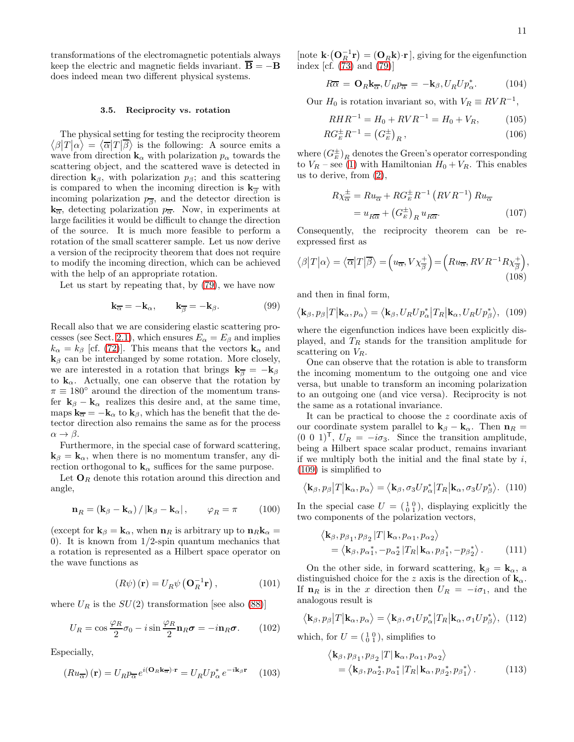transformations of the electromagnetic potentials always keep the electric and magnetic fields invariant. $\overline{\mathbf{B}} = -\mathbf{B}$ does indeed mean two different physical systems.

### 3.5. Reciprocity vs. rotation

The physical setting for testing the reciprocity theorem $\langle\beta|T|\alpha\rangle = \langle\overline{\alpha}|T|\overline{\beta}\rangle$ is the following: A source emits a wave from direction $\mathbf{k}_\alpha$ with polarization $p_\alpha$ towards the scattering object, and the scattered wave is detected in direction $\mathbf{k}_\beta$, with polarization $p_\beta$; and this scattering is compared to when the incoming direction is $\mathbf{k}_{\overline{\beta}}$ with incoming polarization $p_{\overline{\beta}}$, and the detector direction is $\mathbf{k}_{\overline{\alpha}}$, detecting polarization $p_{\overline{\alpha}}$. Now, in experiments at large facilities it would be difficult to change the direction of the source. It is much more feasible to perform a rotation of the small scatterer sample. Let us now derive a version of the reciprocity theorem that does not require to modify the incoming direction, which can be achieved with the help of an appropriate rotation.

Let us start by repeating that, by (79), we have now

$$\mathbf{k}_{\overline{\alpha}} = -\mathbf{k}_\alpha, \qquad \mathbf{k}_{\overline{\beta}} = -\mathbf{k}_\beta. \tag{99}$$

Recall also that we are considering elastic scattering processes (see Sect. 2.1), which ensures $E_\alpha = E_\beta$ and implies $k_\alpha = k_\beta$ [cf. (72)]. This means that the vectors $\mathbf{k}_\alpha$ and $\mathbf{k}_\beta$ can be interchanged by some rotation. More closely, we are interested in a rotation that brings $\mathbf{k}_{\overline{\beta}} = -\mathbf{k}_\beta$ to $\mathbf{k}_\alpha$. Actually, one can observe that the rotation by $\pi \equiv 180°$ around the direction of the momentum transfer $\mathbf{k}_\beta - \mathbf{k}_\alpha$ realizes this desire and, at the same time, maps $\mathbf{k}_{\overline{\alpha}} = -\mathbf{k}_\alpha$ to $\mathbf{k}_\beta$, which has the benefit that the detector direction also remains the same as for the process $\alpha \to \beta$.

Furthermore, in the special case of forward scattering, $\mathbf{k}_\beta = \mathbf{k}_\alpha$, when there is no momentum transfer, any direction orthogonal to $\mathbf{k}_\alpha$ suffices for the same purpose.

Let $\mathbf{O}_R$ denote this rotation around this direction and angle,

$$\mathbf{n}_R = (\mathbf{k}_\beta - \mathbf{k}_\alpha) / |\mathbf{k}_\beta - \mathbf{k}_\alpha|, \qquad \varphi_R = \pi \tag{100}$$

(except for $\mathbf{k}_\beta = \mathbf{k}_\alpha$, when $\mathbf{n}_R$ is arbitrary up to $\mathbf{n}_R\mathbf{k}_\alpha = 0$). It is known from 1/2-spin quantum mechanics that a rotation is represented as a Hilbert space operator on the wave functions as

$$(R\psi)(\mathbf{r}) = U_R \psi\left(\mathbf{O}_R^{-1}\mathbf{r}\right), \tag{101}$$

where $U_R$ is the $SU(2)$ transformation [see also (88)]

$$U_R = \cos\frac{\varphi_R}{2}\sigma_0 - i\sin\frac{\varphi_R}{2}\mathbf{n}_R\boldsymbol{\sigma} = -i\mathbf{n}_R\boldsymbol{\sigma}. \tag{102}$$

Especially,

$$(Ru_{\overline{\alpha}})(\mathbf{r}) = U_R p_{\overline{\alpha}} e^{i(\mathbf{O}_R\mathbf{k}_{\overline{\alpha}})\cdot\mathbf{r}} = U_R U p_\alpha^* e^{-i\mathbf{k}_\beta\mathbf{r}} \tag{103}$$

[note $\mathbf{k}\cdot\left(\mathbf{O}_R^{-1}\mathbf{r}\right) = (\mathbf{O}_R\mathbf{k})\cdot\mathbf{r}$], giving for the eigenfunction index [cf. (73) and (79)]

$$R\overline{\alpha} = \mathbf{O}_R\mathbf{k}_{\overline{\alpha}}, U_R p_{\overline{\alpha}} = -\mathbf{k}_\beta, U_R U p_\alpha^*. \tag{104}$$

Our $H_0$ is rotation invariant so, with $V_R \equiv RVR^{-1}$,

$$RHR^{-1} = H_0 + RVR^{-1} = H_0 + V_R, \tag{105}$$

$$RG_E^\pm R^{-1} = \left(G_E^\pm\right)_R, \tag{106}$$

where $\left(G_E^\pm\right)_R$ denotes the Green's operator corresponding to $V_R$ – see (1) with Hamiltonian $H_0 + V_R$. This enables us to derive, from (2),

$$\begin{aligned} R\chi_{\overline{\alpha}}^\pm &= Ru_{\overline{\alpha}} + RG_E^\pm R^{-1}\left(RVR^{-1}\right)Ru_{\overline{\alpha}} \\ &= u_{R\overline{\alpha}} + \left(G_E^\pm\right)_R u_{R\overline{\alpha}}. \end{aligned} \tag{107}$$

Consequently, the reciprocity theorem can be re-expressed first as

$$\langle\beta|T|\alpha\rangle = \langle\overline{\alpha}|T|\overline{\beta}\rangle = \left(u_{\overline{\alpha}}, V\chi_{\overline{\beta}}^+\right) = \left(Ru_{\overline{\alpha}}, RVR^{-1}R\chi_{\overline{\beta}}^+\right), \tag{108}$$

and then in final form,

$$\langle\mathbf{k}_\beta, p_\beta|T|\mathbf{k}_\alpha, p_\alpha\rangle = \langle\mathbf{k}_\beta, U_R U p_\alpha^*|T_R|\mathbf{k}_\alpha, U_R U p_\beta^*\rangle, \tag{109}$$

where the eigenfunction indices have been explicitly displayed, and $T_R$ stands for the transition amplitude for scattering on $V_R$.

One can observe that the rotation is able to transform the incoming momentum to the outgoing one and vice versa, but unable to transform an incoming polarization to an outgoing one (and vice versa). Reciprocity is not the same as a rotational invariance.

It can be practical to choose the $z$ coordinate axis of our coordinate system parallel to $\mathbf{k}_\beta - \mathbf{k}_\alpha$. Then $\mathbf{n}_R = (0\ 0\ 1)^\mathsf{T}$, $U_R = -i\sigma_3$. Since the transition amplitude, being a Hilbert space scalar product, remains invariant if we multiply both the initial and the final state by $i$, (109) is simplified to

$$\langle\mathbf{k}_\beta, p_\beta|T|\mathbf{k}_\alpha, p_\alpha\rangle = \langle\mathbf{k}_\beta, \sigma_3 U p_\alpha^*|T_R|\mathbf{k}_\alpha, \sigma_3 U p_\beta^*\rangle. \tag{110}$$

In the special case $U = \left(\begin{smallmatrix}1 & 0\\ 0 & 1\end{smallmatrix}\right)$, displaying explicitly the two components of the polarization vectors,

$$\begin{aligned} &\langle\mathbf{k}_\beta, p_{\beta_1}, p_{\beta_2}|T|\mathbf{k}_\alpha, p_{\alpha_1}, p_{\alpha_2}\rangle \\ &\quad = \langle\mathbf{k}_\beta, p_{\alpha_1}^*, -p_{\alpha_2}^*|T_R|\mathbf{k}_\alpha, p_{\beta_1}^*, -p_{\beta_2}^*\rangle. \end{aligned} \tag{111}$$

On the other side, in forward scattering, $\mathbf{k}_\beta = \mathbf{k}_\alpha$, a distinguished choice for the $z$ axis is the direction of $\mathbf{k}_\alpha$. If $\mathbf{n}_R$ is in the $x$ direction then $U_R = -i\sigma_1$, and the analogous result is

$$\langle\mathbf{k}_\beta, p_\beta|T|\mathbf{k}_\alpha, p_\alpha\rangle = \langle\mathbf{k}_\beta, \sigma_1 U p_\alpha^*|T_R|\mathbf{k}_\alpha, \sigma_1 U p_\beta^*\rangle, \tag{112}$$

which, for $U = \left(\begin{smallmatrix}1 & 0\\ 0 & 1\end{smallmatrix}\right)$, simplifies to

$$\begin{aligned} &\langle\mathbf{k}_\beta, p_{\beta_1}, p_{\beta_2}|T|\mathbf{k}_\alpha, p_{\alpha_1}, p_{\alpha_2}\rangle \\ &\quad = \langle\mathbf{k}_\beta, p_{\alpha_2}^*, p_{\alpha_1}^*|T_R|\mathbf{k}_\alpha, p_{\beta_2}^*, p_{\beta_1}^*\rangle. \end{aligned} \tag{113}$$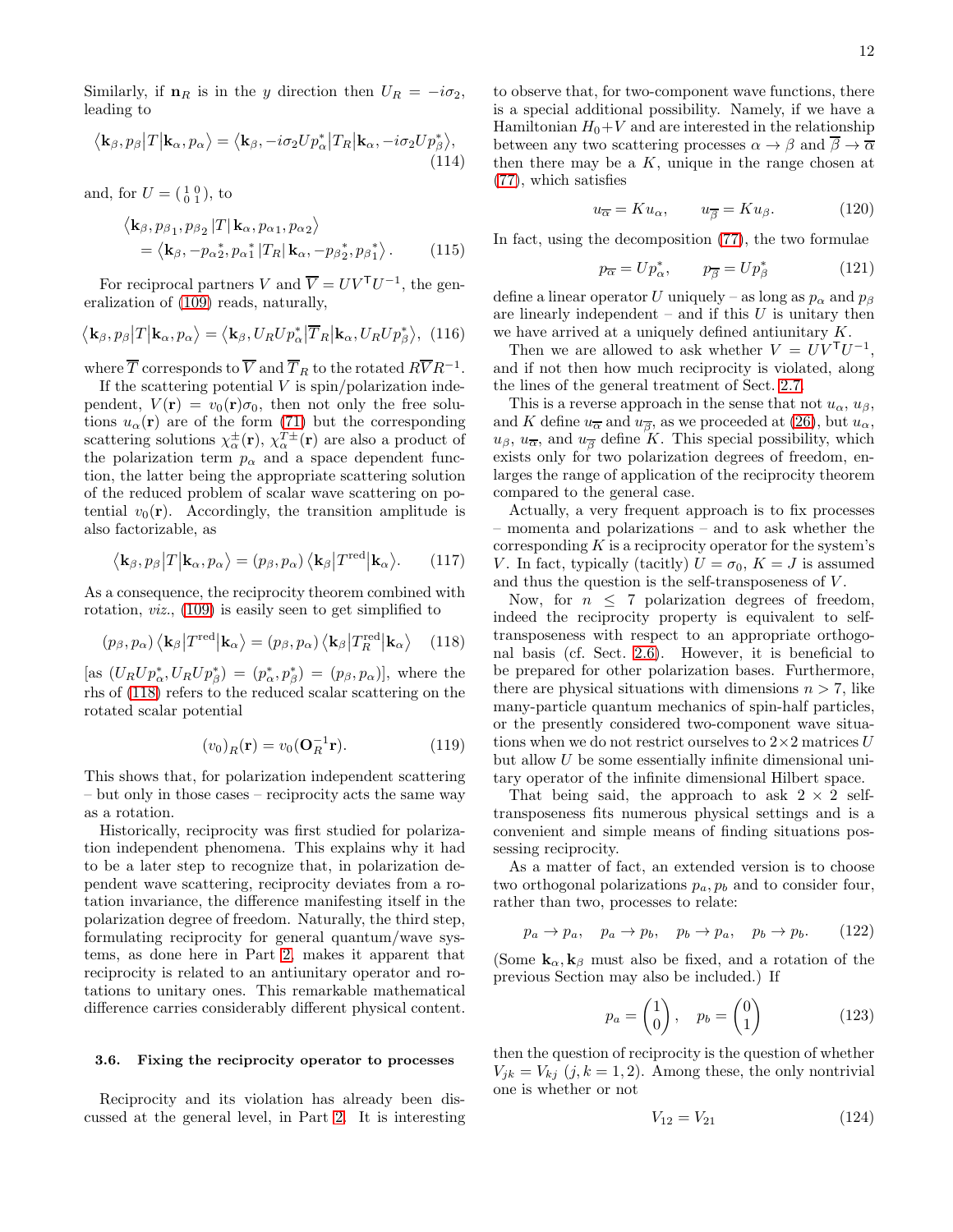Similarly, if $\mathbf{n}_R$ is in the $y$ direction then $U_R = -i\sigma_2$, leading to

$$\langle \mathbf{k}_\beta, p_\beta | T | \mathbf{k}_\alpha, p_\alpha \rangle = \langle \mathbf{k}_\beta, -i\sigma_2 U p_\alpha^* | T_R | \mathbf{k}_\alpha, -i\sigma_2 U p_\beta^* \rangle, \tag{114}$$

and, for $U = \left(\begin{smallmatrix} 1 & 0 \\ 0 & 1 \end{smallmatrix}\right)$, to

$$\begin{aligned} &\langle \mathbf{k}_\beta, p_{\beta 1}, p_{\beta 2} | T | \mathbf{k}_\alpha, p_{\alpha 1}, p_{\alpha 2} \rangle \\ &\quad = \langle \mathbf{k}_\beta, -p_{\alpha 2}^*, p_{\alpha 1}^* | T_R | \mathbf{k}_\alpha, -p_{\beta 2}^*, p_{\beta 1}^* \rangle . \end{aligned} \tag{115}$$

For reciprocal partners $V$ and $\overline{V} = U V^{\mathsf{T}} U^{-1}$, the generalization of (109) reads, naturally,

$$\langle \mathbf{k}_\beta, p_\beta | T | \mathbf{k}_\alpha, p_\alpha \rangle = \langle \mathbf{k}_\beta, U_R U p_\alpha^* | \overline{T}_R | \mathbf{k}_\alpha, U_R U p_\beta^* \rangle, \tag{116}$$

where $\overline{T}$ corresponds to $\overline{V}$ and $\overline{T}_R$ to the rotated $R\overline{V}R^{-1}$.

If the scattering potential $V$ is spin/polarization independent, $V(\mathbf{r}) = v_0(\mathbf{r})\sigma_0$, then not only the free solutions $u_\alpha(\mathbf{r})$ are of the form (71) but the corresponding scattering solutions $\chi_\alpha^\pm(\mathbf{r})$, $\chi_\alpha^{T\pm}(\mathbf{r})$ are also a product of the polarization term $p_\alpha$ and a space dependent function, the latter being the appropriate scattering solution of the reduced problem of scalar wave scattering on potential $v_0(\mathbf{r})$. Accordingly, the transition amplitude is also factorizable, as

$$\langle \mathbf{k}_\beta, p_\beta | T | \mathbf{k}_\alpha, p_\alpha \rangle = (p_\beta, p_\alpha) \langle \mathbf{k}_\beta | T^{\mathrm{red}} | \mathbf{k}_\alpha \rangle. \tag{117}$$

As a consequence, the reciprocity theorem combined with rotation, *viz.*, (109) is easily seen to get simplified to

$$(p_\beta, p_\alpha) \langle \mathbf{k}_\beta | T^{\mathrm{red}} | \mathbf{k}_\alpha \rangle = (p_\beta, p_\alpha) \langle \mathbf{k}_\beta | T_R^{\mathrm{red}} | \mathbf{k}_\alpha \rangle \tag{118}$$

[as $(U_R U p_\alpha^*, U_R U p_\beta^*) = (p_\alpha^*, p_\beta^*) = (p_\beta, p_\alpha)$], where the rhs of (118) refers to the reduced scalar scattering on the rotated scalar potential

$$(v_0)_R(\mathbf{r}) = v_0(\mathbf{O}_R^{-1}\mathbf{r}). \tag{119}$$

This shows that, for polarization independent scattering – but only in those cases – reciprocity acts the same way as a rotation.

Historically, reciprocity was first studied for polarization independent phenomena. This explains why it had to be a later step to recognize that, in polarization dependent wave scattering, reciprocity deviates from a rotation invariance, the difference manifesting itself in the polarization degree of freedom. Naturally, the third step, formulating reciprocity for general quantum/wave systems, as done here in Part 2, makes it apparent that reciprocity is related to an antiunitary operator and rotations to unitary ones. This remarkable mathematical difference carries considerably different physical content.

### 3.6. Fixing the reciprocity operator to processes

Reciprocity and its violation has already been discussed at the general level, in Part 2. It is interesting to observe that, for two-component wave functions, there is a special additional possibility. Namely, if we have a Hamiltonian $H_0 + V$ and are interested in the relationship between any two scattering processes $\alpha \to \beta$ and $\overline{\beta} \to \overline{\alpha}$ then there may be a $K$, unique in the range chosen at (77), which satisfies

$$u_{\overline{\alpha}} = K u_\alpha, \qquad u_{\overline{\beta}} = K u_\beta. \tag{120}$$

In fact, using the decomposition (77), the two formulae

$$p_{\overline{\alpha}} = U p_\alpha^*, \qquad p_{\overline{\beta}} = U p_\beta^* \tag{121}$$

define a linear operator $U$ uniquely – as long as $p_\alpha$ and $p_\beta$ are linearly independent – and if this $U$ is unitary then we have arrived at a uniquely defined antiunitary $K$.

Then we are allowed to ask whether $V = U V^{\mathsf{T}} U^{-1}$, and if not then how much reciprocity is violated, along the lines of the general treatment of Sect. 2.7.

This is a reverse approach in the sense that not $u_\alpha$, $u_\beta$, and $K$ define $u_{\overline{\alpha}}$ and $u_{\overline{\beta}}$, as we proceeded at (26), but $u_\alpha$, $u_\beta$, $u_{\overline{\alpha}}$, and $u_{\overline{\beta}}$ define $K$. This special possibility, which exists only for two polarization degrees of freedom, enlarges the range of application of the reciprocity theorem compared to the general case.

Actually, a very frequent approach is to fix processes – momenta and polarizations – and to ask whether the corresponding $K$ is a reciprocity operator for the system's $V$. In fact, typically (tacitly) $U = \sigma_0$, $K = J$ is assumed and thus the question is the self-transposeness of $V$.

Now, for $n \leq 7$ polarization degrees of freedom, indeed the reciprocity property is equivalent to self-transposeness with respect to an appropriate orthogonal basis (cf. Sect. 2.6). However, it is beneficial to be prepared for other polarization bases. Furthermore, there are physical situations with dimensions $n > 7$, like many-particle quantum mechanics of spin-half particles, or the presently considered two-component wave situations when we do not restrict ourselves to $2\times 2$ matrices $U$ but allow $U$ be some essentially infinite dimensional unitary operator of the infinite dimensional Hilbert space.

That being said, the approach to ask $2 \times 2$ self-transposeness fits numerous physical settings and is a convenient and simple means of finding situations possessing reciprocity.

As a matter of fact, an extended version is to choose two orthogonal polarizations $p_a, p_b$ and to consider four, rather than two, processes to relate:

$$p_a \to p_a, \quad p_a \to p_b, \quad p_b \to p_a, \quad p_b \to p_b. \tag{122}$$

(Some $\mathbf{k}_\alpha, \mathbf{k}_\beta$ must also be fixed, and a rotation of the previous Section may also be included.) If

$$p_a = \begin{pmatrix} 1 \\ 0 \end{pmatrix}, \quad p_b = \begin{pmatrix} 0 \\ 1 \end{pmatrix} \tag{123}$$

then the question of reciprocity is the question of whether $V_{jk} = V_{kj}$ $(j, k = 1, 2)$. Among these, the only nontrivial one is whether or not

$$V_{12} = V_{21} \tag{124}$$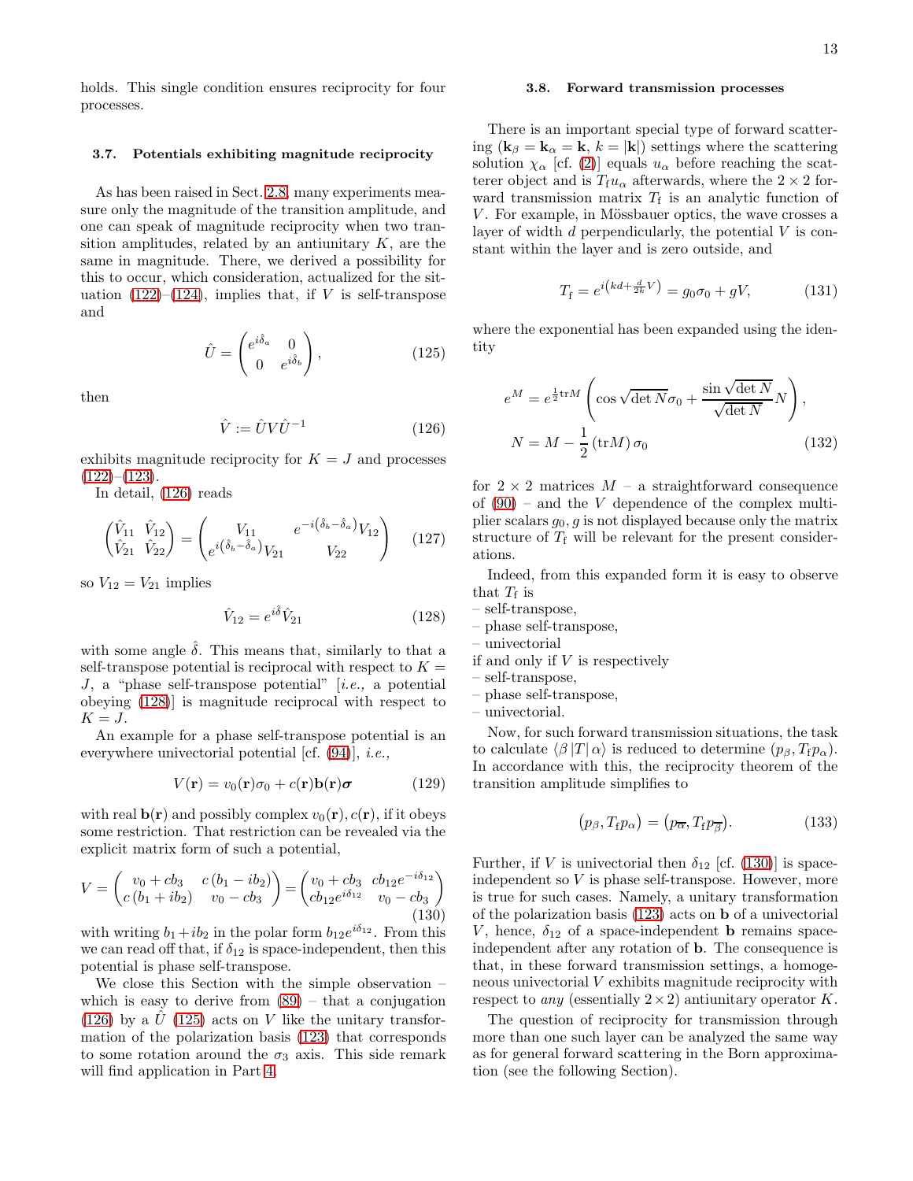holds. This single condition ensures reciprocity for four processes.

### 3.7. Potentials exhibiting magnitude reciprocity

As has been raised in Sect. 2.8, many experiments measure only the magnitude of the transition amplitude, and one can speak of magnitude reciprocity when two transition amplitudes, related by an antiunitary $K$, are the same in magnitude. There, we derived a possibility for this to occur, which consideration, actualized for the situation (122)–(124), implies that, if $V$ is self-transpose and

$$\hat{U} = \begin{pmatrix} e^{i\hat{\delta}_a} & 0 \\ 0 & e^{i\hat{\delta}_b} \end{pmatrix}, \tag{125}$$

then

$$\hat{V} := \hat{U} V \hat{U}^{-1} \tag{126}$$

exhibits magnitude reciprocity for $K = J$ and processes (122)–(123).

In detail, (126) reads

$$\begin{pmatrix} \hat{V}_{11} & \hat{V}_{12} \\ \hat{V}_{21} & \hat{V}_{22} \end{pmatrix} = \begin{pmatrix} V_{11} & e^{-i\left(\hat{\delta}_b - \hat{\delta}_a\right)} V_{12} \\ e^{i\left(\hat{\delta}_b - \hat{\delta}_a\right)} V_{21} & V_{22} \end{pmatrix} \tag{127}$$

so $V_{12} = V_{21}$ implies

$$\hat{V}_{12} = e^{i\hat{\delta}} \hat{V}_{21} \tag{128}$$

with some angle $\hat{\delta}$. This means that, similarly to that a self-transpose potential is reciprocal with respect to $K = J$, a "phase self-transpose potential" [*i.e.,* a potential obeying (128)] is magnitude reciprocal with respect to $K = J$.

An example for a phase self-transpose potential is an everywhere univectorial potential [cf. (94)], *i.e.,*

$$V(\mathbf{r}) = v_0(\mathbf{r})\sigma_0 + c(\mathbf{r})\mathbf{b}(\mathbf{r})\boldsymbol{\sigma} \tag{129}$$

with real $\mathbf{b}(\mathbf{r})$ and possibly complex $v_0(\mathbf{r}), c(\mathbf{r})$, if it obeys some restriction. That restriction can be revealed via the explicit matrix form of such a potential,

$$V = \begin{pmatrix} v_0 + cb_3 & c\,(b_1 - ib_2) \\ c\,(b_1 + ib_2) & v_0 - cb_3 \end{pmatrix} = \begin{pmatrix} v_0 + cb_3 & cb_{12} e^{-i\delta_{12}} \\ cb_{12} e^{i\delta_{12}} & v_0 - cb_3 \end{pmatrix} \tag{130}$$

with writing $b_1 + ib_2$ in the polar form $b_{12} e^{i\delta_{12}}$. From this we can read off that, if $\delta_{12}$ is space-independent, then this potential is phase self-transpose.

We close this Section with the simple observation – which is easy to derive from (89) – that a conjugation (126) by a $\hat{U}$ (125) acts on $V$ like the unitary transformation of the polarization basis (123) that corresponds to some rotation around the $\sigma_3$ axis. This side remark will find application in Part 4.

### 3.8. Forward transmission processes

There is an important special type of forward scattering ($\mathbf{k}_\beta = \mathbf{k}_\alpha = \mathbf{k}$, $k = |\mathbf{k}|$) settings where the scattering solution $\chi_\alpha$ [cf. (2)] equals $u_\alpha$ before reaching the scatterer object and is $T_\mathrm{f} u_\alpha$ afterwards, where the $2 \times 2$ forward transmission matrix $T_\mathrm{f}$ is an analytic function of $V$. For example, in Mössbauer optics, the wave crosses a layer of width $d$ perpendicularly, the potential $V$ is constant within the layer and is zero outside, and

$$T_\mathrm{f} = e^{i\left(kd + \frac{d}{2k} V\right)} = g_0 \sigma_0 + gV, \tag{131}$$

where the exponential has been expanded using the identity

$$e^M = e^{\frac{1}{2}\mathrm{tr} M} \left( \cos\sqrt{\det N}\,\sigma_0 + \frac{\sin\sqrt{\det N}}{\sqrt{\det N}} N \right),$$
$$N = M - \frac{1}{2}\left(\mathrm{tr} M\right)\sigma_0 \tag{132}$$

for $2 \times 2$ matrices $M$ – a straightforward consequence of (90) – and the $V$ dependence of the complex multiplier scalars $g_0, g$ is not displayed because only the matrix structure of $T_\mathrm{f}$ will be relevant for the present considerations.

Indeed, from this expanded form it is easy to observe that $T_\mathrm{f}$ is
– self-transpose,
– phase self-transpose,
– univectorial
if and only if $V$ is respectively
– self-transpose,
– phase self-transpose,
– univectorial.

Now, for such forward transmission situations, the task to calculate $\langle \beta \,|T|\, \alpha \rangle$ is reduced to determine $(p_\beta, T_\mathrm{f} p_\alpha)$. In accordance with this, the reciprocity theorem of the transition amplitude simplifies to

$$(p_\beta, T_\mathrm{f} p_\alpha) = (p_{\overline{\alpha}}, T_\mathrm{f} p_{\overline{\beta}}). \tag{133}$$

Further, if $V$ is univectorial then $\delta_{12}$ [cf. (130)] is space-independent so $V$ is phase self-transpose. However, more is true for such cases. Namely, a unitary transformation of the polarization basis (123) acts on $\mathbf{b}$ of a univectorial $V$, hence, $\delta_{12}$ of a space-independent $\mathbf{b}$ remains space-independent after any rotation of $\mathbf{b}$. The consequence is that, in these forward transmission settings, a homogeneous univectorial $V$ exhibits magnitude reciprocity with respect to *any* (essentially $2 \times 2$) antiunitary operator $K$.

The question of reciprocity for transmission through more than one such layer can be analyzed the same way as for general forward scattering in the Born approximation (see the following Section).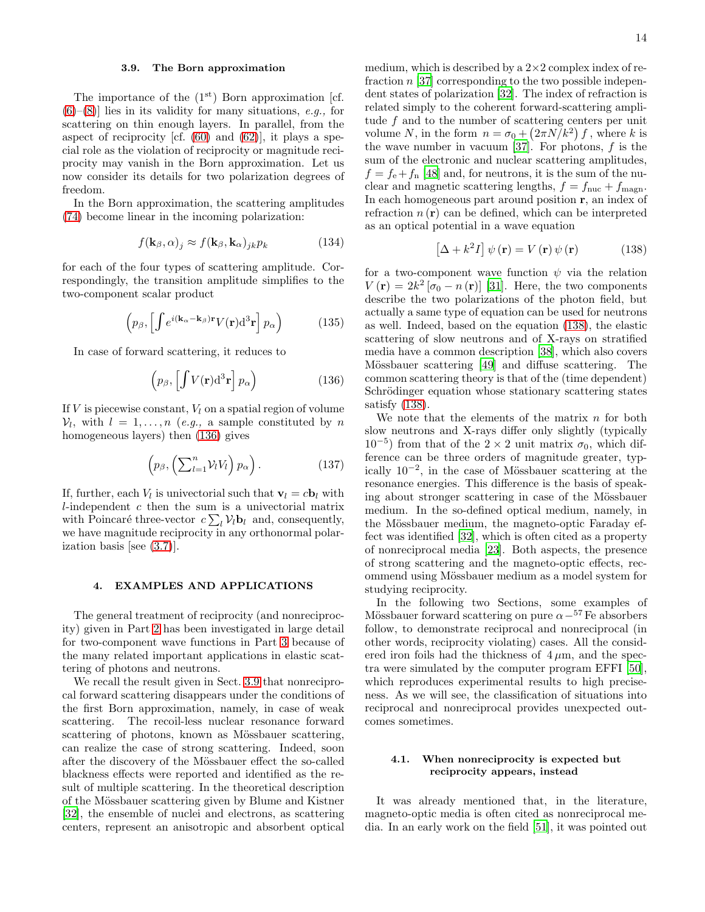### 3.9. The Born approximation

The importance of the ($1^{\text{st}}$) Born approximation [cf. (6)–(8)] lies in its validity for many situations, *e.g.,* for scattering on thin enough layers. In parallel, from the aspect of reciprocity [cf. (60) and (62)], it plays a special role as the violation of reciprocity or magnitude reciprocity may vanish in the Born approximation. Let us now consider its details for two polarization degrees of freedom.

In the Born approximation, the scattering amplitudes (74) become linear in the incoming polarization:

$$f(\mathbf{k}_\beta, \alpha)_j \approx f(\mathbf{k}_\beta, \mathbf{k}_\alpha)_{jk} p_k \tag{134}$$

for each of the four types of scattering amplitude. Correspondingly, the transition amplitude simplifies to the two-component scalar product

$$\left(p_\beta, \left[\int e^{i(\mathbf{k}_\alpha - \mathbf{k}_\beta)\mathbf{r}} V(\mathbf{r}) \mathrm{d}^3\mathbf{r}\right] p_\alpha\right) \tag{135}$$

In case of forward scattering, it reduces to

$$\left(p_\beta, \left[\int V(\mathbf{r}) \mathrm{d}^3\mathbf{r}\right] p_\alpha\right) \tag{136}$$

If $V$ is piecewise constant, $V_l$ on a spatial region of volume $\mathcal{V}_l$, with $l = 1, \ldots, n$ (*e.g.,* a sample constituted by $n$ homogeneous layers) then (136) gives

$$\left(p_\beta, \left(\sum_{l=1}^{n} \mathcal{V}_l V_l\right) p_\alpha\right). \tag{137}$$

If, further, each $V_l$ is univectorial such that $\mathbf{v}_l = c\mathbf{b}_l$ with $l$-independent $c$ then the sum is a univectorial matrix with Poincaré three-vector $c \sum_l \mathcal{V}_l \mathbf{b}_l$ and, consequently, we have magnitude reciprocity in any orthonormal polarization basis [see (3.7)].

## 4. EXAMPLES AND APPLICATIONS

The general treatment of reciprocity (and nonreciprocity) given in Part 2 has been investigated in large detail for two-component wave functions in Part 3 because of the many related important applications in elastic scattering of photons and neutrons.

We recall the result given in Sect. 3.9 that nonreciprocal forward scattering disappears under the conditions of the first Born approximation, namely, in case of weak scattering. The recoil-less nuclear resonance forward scattering of photons, known as Mössbauer scattering, can realize the case of strong scattering. Indeed, soon after the discovery of the Mössbauer effect the so-called blackness effects were reported and identified as the result of multiple scattering. In the theoretical description of the Mössbauer scattering given by Blume and Kistner [32], the ensemble of nuclei and electrons, as scattering centers, represent an anisotropic and absorbent optical medium, which is described by a $2\times2$ complex index of refraction $n$ [37] corresponding to the two possible independent states of polarization [32]. The index of refraction is related simply to the coherent forward-scattering amplitude $f$ and to the number of scattering centers per unit volume $N$, in the form $n = \sigma_0 + \left(2\pi N/k^2\right) f$, where $k$ is the wave number in vacuum [37]. For photons, $f$ is the sum of the electronic and nuclear scattering amplitudes, $f = f_{\mathrm{e}} + f_{\mathrm{n}}$ [48] and, for neutrons, it is the sum of the nuclear and magnetic scattering lengths, $f = f_{\mathrm{nuc}} + f_{\mathrm{magn}}$. In each homogeneous part around position $\mathbf{r}$, an index of refraction $n(\mathbf{r})$ can be defined, which can be interpreted as an optical potential in a wave equation

$$\left[\Delta + k^2 I\right] \psi(\mathbf{r}) = V(\mathbf{r}) \psi(\mathbf{r}) \tag{138}$$

for a two-component wave function $\psi$ via the relation $V(\mathbf{r}) = 2k^2 \left[\sigma_0 - n(\mathbf{r})\right]$ [31]. Here, the two components describe the two polarizations of the photon field, but actually a same type of equation can be used for neutrons as well. Indeed, based on the equation (138), the elastic scattering of slow neutrons and of X-rays on stratified media have a common description [38], which also covers Mössbauer scattering [49] and diffuse scattering. The common scattering theory is that of the (time dependent) Schrödinger equation whose stationary scattering states satisfy (138).

We note that the elements of the matrix $n$ for both slow neutrons and X-rays differ only slightly (typically $10^{-5}$) from that of the $2\times2$ unit matrix $\sigma_0$, which difference can be three orders of magnitude greater, typically $10^{-2}$, in the case of Mössbauer scattering at the resonance energies. This difference is the basis of speaking about stronger scattering in case of the Mössbauer medium. In the so-defined optical medium, namely, in the Mössbauer medium, the magneto-optic Faraday effect was identified [32], which is often cited as a property of nonreciprocal media [23]. Both aspects, the presence of strong scattering and the magneto-optic effects, recommend using Mössbauer medium as a model system for studying reciprocity.

In the following two Sections, some examples of Mössbauer forward scattering on pure $\alpha-{}^{57}\mathrm{Fe}$ absorbers follow, to demonstrate reciprocal and nonreciprocal (in other words, reciprocity violating) cases. All the considered iron foils had the thickness of $4\,\mu$m, and the spectra were simulated by the computer program EFFI [50], which reproduces experimental results to high preciseness. As we will see, the classification of situations into reciprocal and nonreciprocal provides unexpected outcomes sometimes.

### 4.1. When nonreciprocity is expected but reciprocity appears, instead

It was already mentioned that, in the literature, magneto-optic media is often cited as nonreciprocal media. In an early work on the field [51], it was pointed out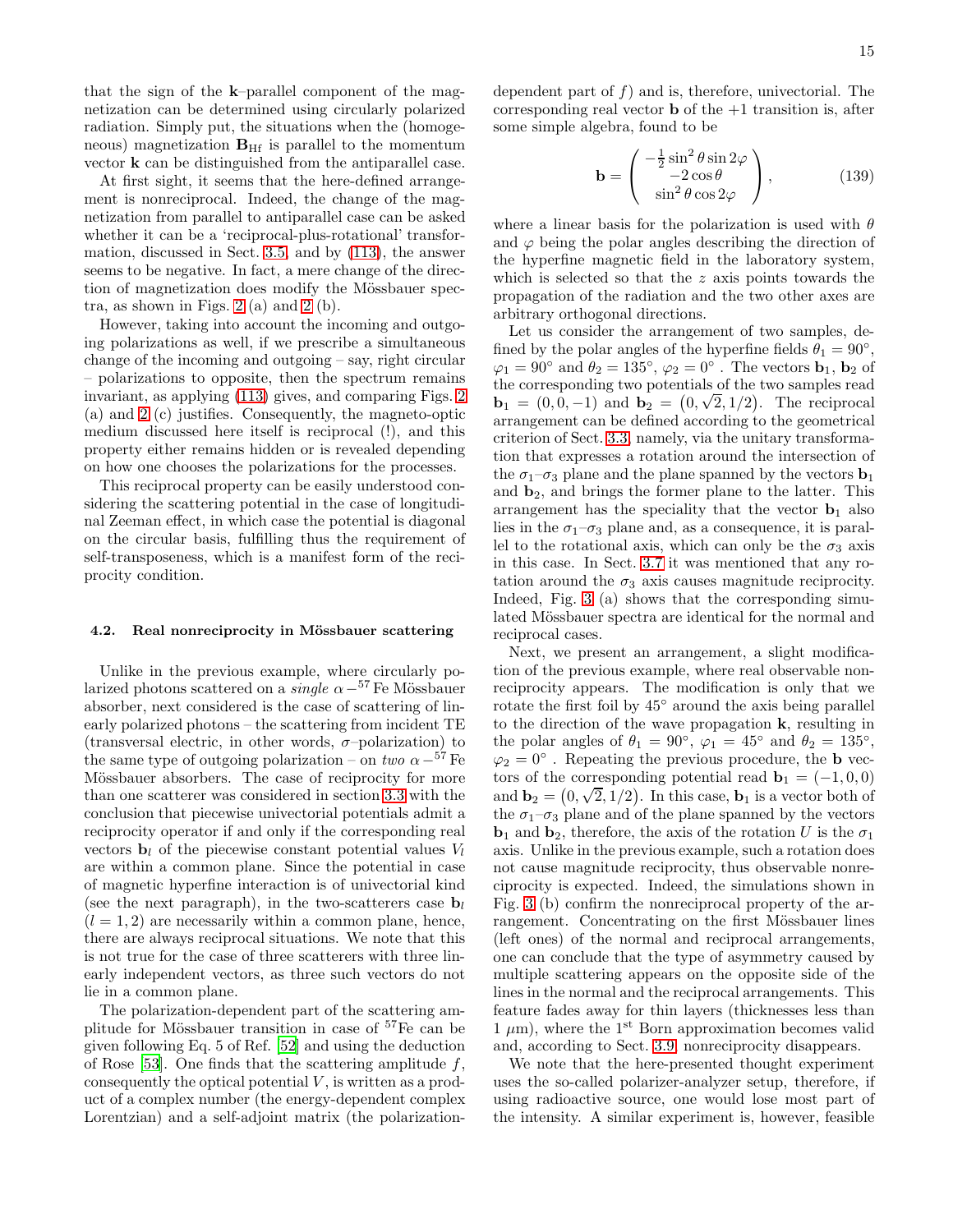that the sign of the **k**–parallel component of the magnetization can be determined using circularly polarized radiation. Simply put, the situations when the (homogeneous) magnetization $\mathbf{B}_{\rm Hf}$ is parallel to the momentum vector **k** can be distinguished from the antiparallel case.

At first sight, it seems that the here-defined arrangement is nonreciprocal. Indeed, the change of the magnetization from parallel to antiparallel case can be asked whether it can be a 'reciprocal-plus-rotational' transformation, discussed in Sect. 3.5, and by (113) the answer seems to be negative. In fact, a mere change of the direction of magnetization does modify the Mössbauer spectra, as shown in Figs. 2 (a) and 2 (b).

However, taking into account the incoming and outgoing polarizations as well, if we prescribe a simultaneous change of the incoming and outgoing – say, right circular – polarizations to opposite, then the spectrum remains invariant, as applying (113) gives, and comparing Figs. 2 (a) and 2 (c) justifies. Consequently, the magneto-optic medium discussed here itself is reciprocal (!), and this property either remains hidden or is revealed depending on how one chooses the polarizations for the processes.

This reciprocal property can be easily understood considering the scattering potential in the case of longitudinal Zeeman effect, in which case the potential is diagonal on the circular basis, fulfilling thus the requirement of self-transposeness, which is a manifest form of the reciprocity condition.

### 4.2. Real nonreciprocity in Mössbauer scattering

Unlike in the previous example, where circularly polarized photons scattered on a *single* $\alpha-{}^{57}$Fe Mössbauer absorber, next considered is the case of scattering of linearly polarized photons – the scattering from incident TE (transversal electric, in other words, $\sigma$–polarization) to the same type of outgoing polarization – on *two* $\alpha-{}^{57}$Fe Mössbauer absorbers. The case of reciprocity for more than one scatterer was considered in section 3.3 with the conclusion that piecewise univectorial potentials admit a reciprocity operator if and only if the corresponding real vectors $\mathbf{b}_l$ of the piecewise constant potential values $V_l$ are within a common plane. Since the potential in case of magnetic hyperfine interaction is of univectorial kind (see the next paragraph), in the two-scatterers case $\mathbf{b}_l$ ($l = 1, 2$) are necessarily within a common plane, hence, there are always reciprocal situations. We note that this is not true for the case of three scatterers with three linearly independent vectors, as three such vectors do not lie in a common plane.

The polarization-dependent part of the scattering amplitude for Mössbauer transition in case of ${}^{57}$Fe can be given following Eq. 5 of Ref. [52] and using the deduction of Rose [53]. One finds that the scattering amplitude $f$, consequently the optical potential $V$, is written as a product of a complex number (the energy-dependent complex Lorentzian) and a self-adjoint matrix (the polarization-dependent part of $f$) and is, therefore, univectorial. The corresponding real vector **b** of the +1 transition is, after some simple algebra, found to be

$$\mathbf{b} = \begin{pmatrix} -\frac{1}{2}\sin^2\theta\sin 2\varphi \\ -2\cos\theta \\ \sin^2\theta\cos 2\varphi \end{pmatrix}, \tag{139}$$

where a linear basis for the polarization is used with $\theta$ and $\varphi$ being the polar angles describing the direction of the hyperfine magnetic field in the laboratory system, which is selected so that the $z$ axis points towards the propagation of the radiation and the two other axes are arbitrary orthogonal directions.

Let us consider the arrangement of two samples, defined by the polar angles of the hyperfine fields $\theta_1 = 90°$, $\varphi_1 = 90°$ and $\theta_2 = 135°$, $\varphi_2 = 0°$ . The vectors $\mathbf{b}_1$, $\mathbf{b}_2$ of the corresponding two potentials of the two samples read $\mathbf{b}_1 = (0, 0, -1)$ and $\mathbf{b}_2 = \left(0, \sqrt{2}, 1/2\right)$. The reciprocal arrangement can be defined according to the geometrical criterion of Sect. 3.3, namely, via the unitary transformation that expresses a rotation around the intersection of the $\sigma_1$–$\sigma_3$ plane and the plane spanned by the vectors $\mathbf{b}_1$ and $\mathbf{b}_2$, and brings the former plane to the latter. This arrangement has the speciality that the vector $\mathbf{b}_1$ also lies in the $\sigma_1$–$\sigma_3$ plane and, as a consequence, it is parallel to the rotational axis, which can only be the $\sigma_3$ axis in this case. In Sect. 3.7 it was mentioned that any rotation around the $\sigma_3$ axis causes magnitude reciprocity. Indeed, Fig. 3 (a) shows that the corresponding simulated Mössbauer spectra are identical for the normal and reciprocal cases.

Next, we present an arrangement, a slight modification of the previous example, where real observable nonreciprocity appears. The modification is only that we rotate the first foil by 45° around the axis being parallel to the direction of the wave propagation **k**, resulting in the polar angles of $\theta_1 = 90°$, $\varphi_1 = 45°$ and $\theta_2 = 135°$, $\varphi_2 = 0°$ . Repeating the previous procedure, the **b** vectors of the corresponding potential read $\mathbf{b}_1 = (-1, 0, 0)$ and $\mathbf{b}_2 = \left(0, \sqrt{2}, 1/2\right)$. In this case, $\mathbf{b}_1$ is a vector both of the $\sigma_1$–$\sigma_3$ plane and of the plane spanned by the vectors $\mathbf{b}_1$ and $\mathbf{b}_2$, therefore, the axis of the rotation $U$ is the $\sigma_1$ axis. Unlike in the previous example, such a rotation does not cause magnitude reciprocity, thus observable nonreciprocity is expected. Indeed, the simulations shown in Fig. 3 (b) confirm the nonreciprocal property of the arrangement. Concentrating on the first Mössbauer lines (left ones) of the normal and reciprocal arrangements, one can conclude that the type of asymmetry caused by multiple scattering appears on the opposite side of the lines in the normal and the reciprocal arrangements. This feature fades away for thin layers (thicknesses less than 1 $\mu$m), where the 1st Born approximation becomes valid and, according to Sect. 3.9, nonreciprocity disappears.

We note that the here-presented thought experiment uses the so-called polarizer-analyzer setup, therefore, if using radioactive source, one would lose most part of the intensity. A similar experiment is, however, feasible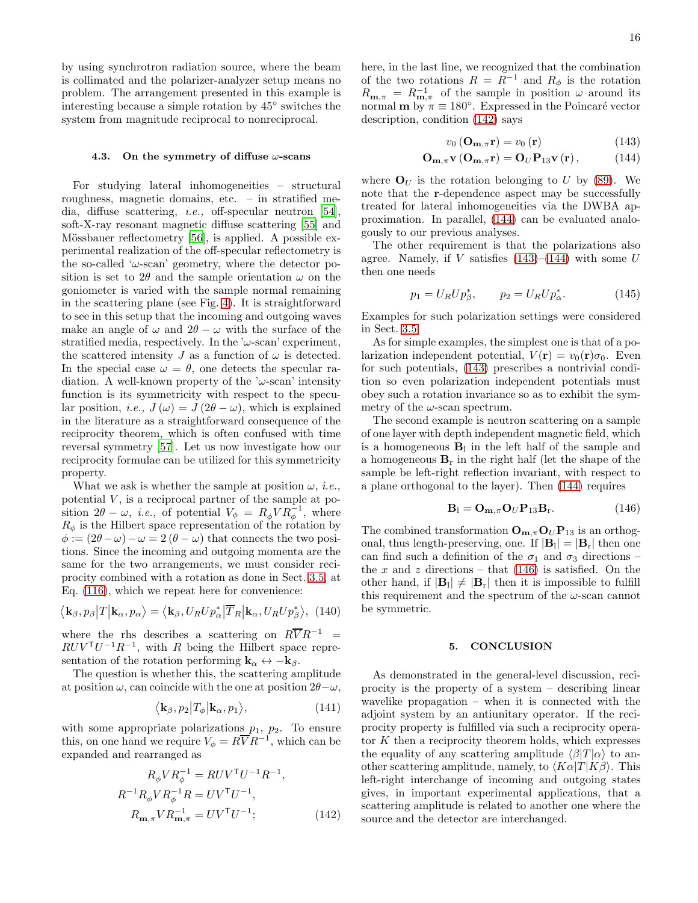by using synchrotron radiation source, where the beam is collimated and the polarizer-analyzer setup means no problem. The arrangement presented in this example is interesting because a simple rotation by 45° switches the system from magnitude reciprocal to nonreciprocal.

### 4.3. On the symmetry of diffuse $\omega$-scans

For studying lateral inhomogeneities – structural roughness, magnetic domains, etc. – in stratified media, diffuse scattering, *i.e.,* off-specular neutron [54], soft-X-ray resonant magnetic diffuse scattering [55] and Mössbauer reflectometry [56], is applied. A possible experimental realization of the off-specular reflectometry is the so-called '$\omega$-scan' geometry, where the detector position is set to $2\theta$ and the sample orientation $\omega$ on the goniometer is varied with the sample normal remaining in the scattering plane (see Fig. 4). It is straightforward to see in this setup that the incoming and outgoing waves make an angle of $\omega$ and $2\theta - \omega$ with the surface of the stratified media, respectively. In the '$\omega$-scan' experiment, the scattered intensity $J$ as a function of $\omega$ is detected. In the special case $\omega = \theta$, one detects the specular radiation. A well-known property of the '$\omega$-scan' intensity function is its symmetricity with respect to the specular position, *i.e.,* $J(\omega) = J(2\theta - \omega)$, which is explained in the literature as a straightforward consequence of the reciprocity theorem, which is often confused with time reversal symmetry [57]. Let us now investigate how our reciprocity formulae can be utilized for this symmetricity property.

What we ask is whether the sample at position $\omega$, *i.e.,* potential $V$, is a reciprocal partner of the sample at position $2\theta - \omega$, *i.e.,* of potential $V_\phi = R_\phi V R_\phi^{-1}$, where $R_\phi$ is the Hilbert space representation of the rotation by $\phi := (2\theta - \omega) - \omega = 2(\theta - \omega)$ that connects the two positions. Since the incoming and outgoing momenta are the same for the two arrangements, we must consider reciprocity combined with a rotation as done in Sect. 3.5, at Eq. (116), which we repeat here for convenience:

$$\langle \mathbf{k}_\beta, p_\beta | T | \mathbf{k}_\alpha, p_\alpha \rangle = \langle \mathbf{k}_\beta, U_R U p_\alpha^* | \overline{T}_R | \mathbf{k}_\alpha, U_R U p_\beta^* \rangle, \quad (140)$$

where the rhs describes a scattering on $R\overline{V}R^{-1} = RUV^{\mathsf{T}}U^{-1}R^{-1}$, with $R$ being the Hilbert space representation of the rotation performing $\mathbf{k}_\alpha \leftrightarrow -\mathbf{k}_\beta$.

The question is whether this, the scattering amplitude at position $\omega$, can coincide with the one at position $2\theta - \omega$,

$$\langle \mathbf{k}_\beta, p_2 | T_\phi | \mathbf{k}_\alpha, p_1 \rangle, \quad (141)$$

with some appropriate polarizations $p_1$, $p_2$. To ensure this, on one hand we require $V_\phi = R\overline{V}R^{-1}$, which can be expanded and rearranged as

$$\begin{aligned} R_\phi V R_\phi^{-1} &= RUV^{\mathsf{T}}U^{-1}R^{-1}, \\ R^{-1}R_\phi V R_\phi^{-1} R &= UV^{\mathsf{T}}U^{-1}, \\ R_{\mathbf{m},\pi} V R_{\mathbf{m},\pi}^{-1} &= UV^{\mathsf{T}}U^{-1}; \end{aligned} \quad (142)$$

here, in the last line, we recognized that the combination of the two rotations $R = R^{-1}$ and $R_\phi$ is the rotation $R_{\mathbf{m},\pi} = R_{\mathbf{m},\pi}^{-1}$ of the sample in position $\omega$ around its normal $\mathbf{m}$ by $\pi \equiv 180°$. Expressed in the Poincaré vector description, condition (142) says

$$v_0(\mathbf{O}_{\mathbf{m},\pi}\mathbf{r}) = v_0(\mathbf{r}) \quad (143)$$

$$\mathbf{O}_{\mathbf{m},\pi}\mathbf{v}(\mathbf{O}_{\mathbf{m},\pi}\mathbf{r}) = \mathbf{O}_U \mathbf{P}_{13} \mathbf{v}(\mathbf{r}), \quad (144)$$

where $\mathbf{O}_U$ is the rotation belonging to $U$ by (89). We note that the $\mathbf{r}$-dependence aspect may be successfully treated for lateral inhomogeneities via the DWBA approximation. In parallel, (144) can be evaluated analogously to our previous analyses.

The other requirement is that the polarizations also agree. Namely, if $V$ satisfies (143)–(144) with some $U$ then one needs

$$p_1 = U_R U p_\beta^*, \qquad p_2 = U_R U p_\alpha^*. \quad (145)$$

Examples for such polarization settings were considered in Sect. 3.5.

As for simple examples, the simplest one is that of a polarization independent potential, $V(\mathbf{r}) = v_0(\mathbf{r})\sigma_0$. Even for such potentials, (143) prescribes a nontrivial condition so even polarization independent potentials must obey such a rotation invariance so as to exhibit the symmetry of the $\omega$-scan spectrum.

The second example is neutron scattering on a sample of one layer with depth independent magnetic field, which is a homogeneous $\mathbf{B}_\mathrm{l}$ in the left half of the sample and a homogeneous $\mathbf{B}_\mathrm{r}$ in the right half (let the shape of the sample be left-right reflection invariant, with respect to a plane orthogonal to the layer). Then (144) requires

$$\mathbf{B}_\mathrm{l} = \mathbf{O}_{\mathbf{m},\pi}\mathbf{O}_U \mathbf{P}_{13} \mathbf{B}_\mathrm{r}. \quad (146)$$

The combined transformation $\mathbf{O}_{\mathbf{m},\pi}\mathbf{O}_U\mathbf{P}_{13}$ is an orthogonal, thus length-preserving, one. If $|\mathbf{B}_\mathrm{l}| = |\mathbf{B}_\mathrm{r}|$ then one can find such a definition of the $\sigma_1$ and $\sigma_3$ directions – the $x$ and $z$ directions – that (146) is satisfied. On the other hand, if $|\mathbf{B}_\mathrm{l}| \neq |\mathbf{B}_\mathrm{r}|$ then it is impossible to fulfill this requirement and the spectrum of the $\omega$-scan cannot be symmetric.

## 5. CONCLUSION

As demonstrated in the general-level discussion, reciprocity is the property of a system – describing linear wavelike propagation – when it is connected with the adjoint system by an antiunitary operator. If the reciprocity property is fulfilled via such a reciprocity operator $K$ then a reciprocity theorem holds, which expresses the equality of any scattering amplitude $\langle\beta|T|\alpha\rangle$ to another scattering amplitude, namely, to $\langle K\alpha|T|K\beta\rangle$. This left-right interchange of incoming and outgoing states gives, in important experimental applications, that a scattering amplitude is related to another one where the source and the detector are interchanged.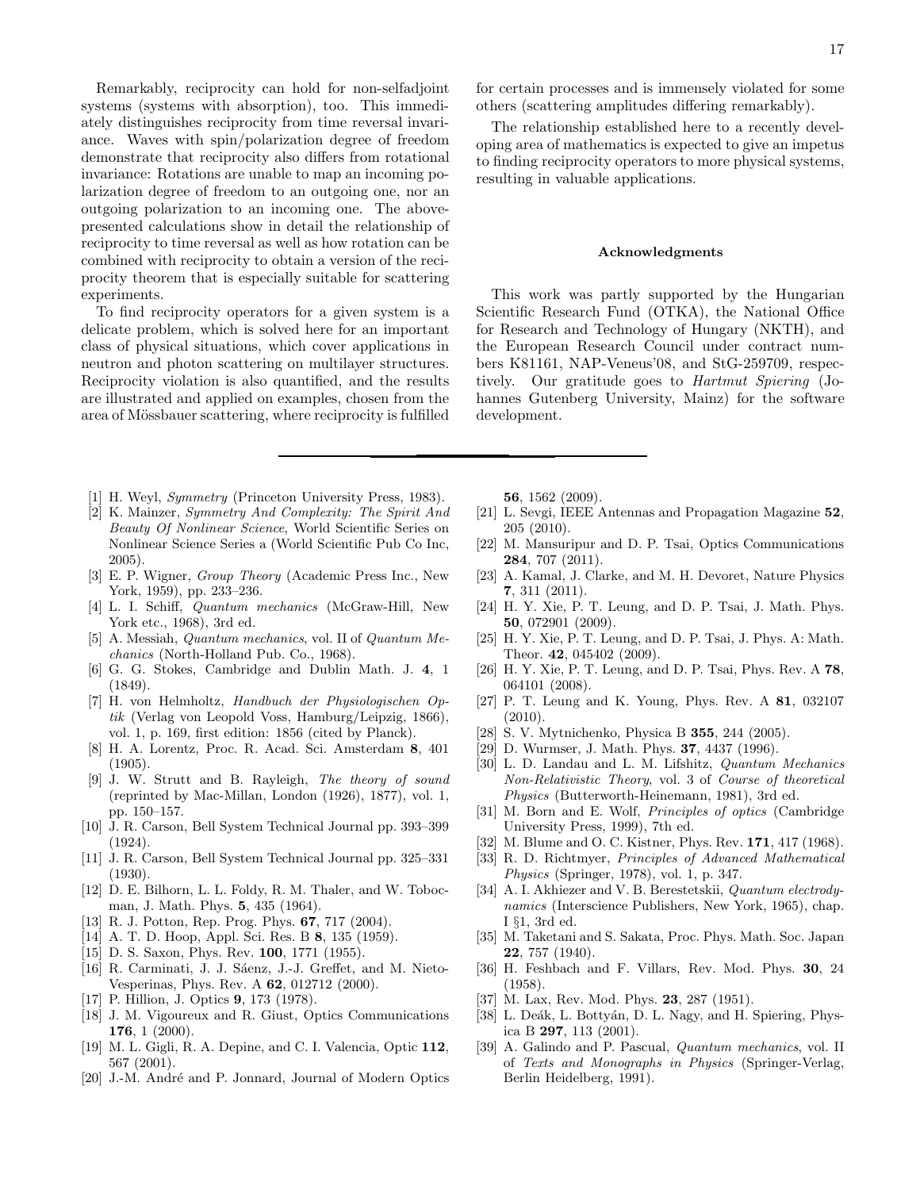Remarkably, reciprocity can hold for non-selfadjoint systems (systems with absorption), too. This immediately distinguishes reciprocity from time reversal invariance. Waves with spin/polarization degree of freedom demonstrate that reciprocity also differs from rotational invariance: Rotations are unable to map an incoming polarization degree of freedom to an outgoing one, nor an outgoing polarization to an incoming one. The above-presented calculations show in detail the relationship of reciprocity to time reversal as well as how rotation can be combined with reciprocity to obtain a version of the reciprocity theorem that is especially suitable for scattering experiments.

To find reciprocity operators for a given system is a delicate problem, which is solved here for an important class of physical situations, which cover applications in neutron and photon scattering on multilayer structures. Reciprocity violation is also quantified, and the results are illustrated and applied on examples, chosen from the area of Mössbauer scattering, where reciprocity is fulfilled for certain processes and is immensely violated for some others (scattering amplitudes differing remarkably).

The relationship established here to a recently developing area of mathematics is expected to give an impetus to finding reciprocity operators to more physical systems, resulting in valuable applications.

### Acknowledgments

This work was partly supported by the Hungarian Scientific Research Fund (OTKA), the National Office for Research and Technology of Hungary (NKTH), and the European Research Council under contract numbers K81161, NAP-Veneus'08, and StG-259709, respectively. Our gratitude goes to *Hartmut Spiering* (Johannes Gutenberg University, Mainz) for the software development.

---

[1] H. Weyl, *Symmetry* (Princeton University Press, 1983).

[2] K. Mainzer, *Symmetry And Complexity: The Spirit And Beauty Of Nonlinear Science*, World Scientific Series on Nonlinear Science Series a (World Scientific Pub Co Inc, 2005).

[3] E. P. Wigner, *Group Theory* (Academic Press Inc., New York, 1959), pp. 233–236.

[4] L. I. Schiff, *Quantum mechanics* (McGraw-Hill, New York etc., 1968), 3rd ed.

[5] A. Messiah, *Quantum mechanics*, vol. II of *Quantum Mechanics* (North-Holland Pub. Co., 1968).

[6] G. G. Stokes, Cambridge and Dublin Math. J. **4**, 1 (1849).

[7] H. von Helmholtz, *Handbuch der Physiologischen Optik* (Verlag von Leopold Voss, Hamburg/Leipzig, 1866), vol. 1, p. 169, first edition: 1856 (cited by Planck).

[8] H. A. Lorentz, Proc. R. Acad. Sci. Amsterdam **8**, 401 (1905).

[9] J. W. Strutt and B. Rayleigh, *The theory of sound* (reprinted by Mac-Millan, London (1926), 1877), vol. 1, pp. 150–157.

[10] J. R. Carson, Bell System Technical Journal pp. 393–399 (1924).

[11] J. R. Carson, Bell System Technical Journal pp. 325–331 (1930).

[12] D. E. Bilhorn, L. L. Foldy, R. M. Thaler, and W. Tobocman, J. Math. Phys. **5**, 435 (1964).

[13] R. J. Potton, Rep. Prog. Phys. **67**, 717 (2004).

[14] A. T. D. Hoop, Appl. Sci. Res. B **8**, 135 (1959).

[15] D. S. Saxon, Phys. Rev. **100**, 1771 (1955).

[16] R. Carminati, J. J. Sáenz, J.-J. Greffet, and M. Nieto-Vesperinas, Phys. Rev. A **62**, 012712 (2000).

[17] P. Hillion, J. Optics **9**, 173 (1978).

[18] J. M. Vigoureux and R. Giust, Optics Communications **176**, 1 (2000).

[19] M. L. Gigli, R. A. Depine, and C. I. Valencia, Optic **112**, 567 (2001).

[20] J.-M. André and P. Jonnard, Journal of Modern Optics **56**, 1562 (2009).

[21] L. Sevgi, IEEE Antennas and Propagation Magazine **52**, 205 (2010).

[22] M. Mansuripur and D. P. Tsai, Optics Communications **284**, 707 (2011).

[23] A. Kamal, J. Clarke, and M. H. Devoret, Nature Physics **7**, 311 (2011).

[24] H. Y. Xie, P. T. Leung, and D. P. Tsai, J. Math. Phys. **50**, 072901 (2009).

[25] H. Y. Xie, P. T. Leung, and D. P. Tsai, J. Phys. A: Math. Theor. **42**, 045402 (2009).

[26] H. Y. Xie, P. T. Leung, and D. P. Tsai, Phys. Rev. A **78**, 064101 (2008).

[27] P. T. Leung and K. Young, Phys. Rev. A **81**, 032107 (2010).

[28] S. V. Mytnichenko, Physica B **355**, 244 (2005).

[29] D. Wurmser, J. Math. Phys. **37**, 4437 (1996).

[30] L. D. Landau and L. M. Lifshitz, *Quantum Mechanics Non-Relativistic Theory*, vol. 3 of *Course of theoretical Physics* (Butterworth-Heinemann, 1981), 3rd ed.

[31] M. Born and E. Wolf, *Principles of optics* (Cambridge University Press, 1999), 7th ed.

[32] M. Blume and O. C. Kistner, Phys. Rev. **171**, 417 (1968).

[33] R. D. Richtmyer, *Principles of Advanced Mathematical Physics* (Springer, 1978), vol. 1, p. 347.

[34] A. I. Akhiezer and V. B. Berestetskii, *Quantum electrodynamics* (Interscience Publishers, New York, 1965), chap. I §1, 3rd ed.

[35] M. Taketani and S. Sakata, Proc. Phys. Math. Soc. Japan **22**, 757 (1940).

[36] H. Feshbach and F. Villars, Rev. Mod. Phys. **30**, 24 (1958).

[37] M. Lax, Rev. Mod. Phys. **23**, 287 (1951).

[38] L. Deák, L. Bottyán, D. L. Nagy, and H. Spiering, Physica B **297**, 113 (2001).

[39] A. Galindo and P. Pascual, *Quantum mechanics*, vol. II of *Texts and Monographs in Physics* (Springer-Verlag, Berlin Heidelberg, 1991).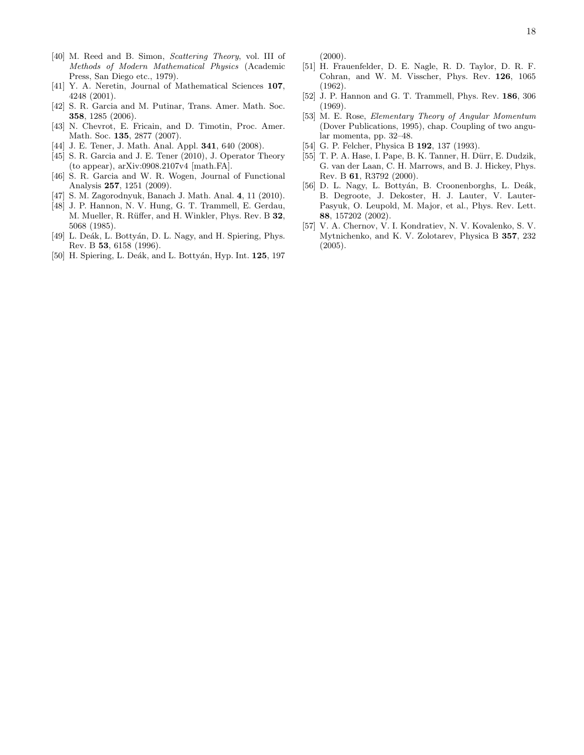[40] M. Reed and B. Simon, *Scattering Theory*, vol. III of *Methods of Modern Mathematical Physics* (Academic Press, San Diego etc., 1979).

[41] Y. A. Neretin, Journal of Mathematical Sciences **107**, 4248 (2001).

[42] S. R. Garcia and M. Putinar, Trans. Amer. Math. Soc. **358**, 1285 (2006).

[43] N. Chevrot, E. Fricain, and D. Timotin, Proc. Amer. Math. Soc. **135**, 2877 (2007).

[44] J. E. Tener, J. Math. Anal. Appl. **341**, 640 (2008).

[45] S. R. Garcia and J. E. Tener (2010), J. Operator Theory (to appear), arXiv:0908.2107v4 [math.FA].

[46] S. R. Garcia and W. R. Wogen, Journal of Functional Analysis **257**, 1251 (2009).

[47] S. M. Zagorodnyuk, Banach J. Math. Anal. **4**, 11 (2010).

[48] J. P. Hannon, N. V. Hung, G. T. Trammell, E. Gerdau, M. Mueller, R. Rüffer, and H. Winkler, Phys. Rev. B **32**, 5068 (1985).

[49] L. Deák, L. Bottyán, D. L. Nagy, and H. Spiering, Phys. Rev. B **53**, 6158 (1996).

[50] H. Spiering, L. Deák, and L. Bottyán, Hyp. Int. **125**, 197 (2000).

[51] H. Frauenfelder, D. E. Nagle, R. D. Taylor, D. R. F. Cohran, and W. M. Visscher, Phys. Rev. **126**, 1065 (1962).

[52] J. P. Hannon and G. T. Trammell, Phys. Rev. **186**, 306 (1969).

[53] M. E. Rose, *Elementary Theory of Angular Momentum* (Dover Publications, 1995), chap. Coupling of two angular momenta, pp. 32–48.

[54] G. P. Felcher, Physica B **192**, 137 (1993).

[55] T. P. A. Hase, I. Pape, B. K. Tanner, H. Dürr, E. Dudzik, G. van der Laan, C. H. Marrows, and B. J. Hickey, Phys. Rev. B **61**, R3792 (2000).

[56] D. L. Nagy, L. Bottyán, B. Croonenborghs, L. Deák, B. Degroote, J. Dekoster, H. J. Lauter, V. Lauter-Pasyuk, O. Leupold, M. Major, et al., Phys. Rev. Lett. **88**, 157202 (2002).

[57] V. A. Chernov, V. I. Kondratiev, N. V. Kovalenko, S. V. Mytnichenko, and K. V. Zolotarev, Physica B **357**, 232 (2005).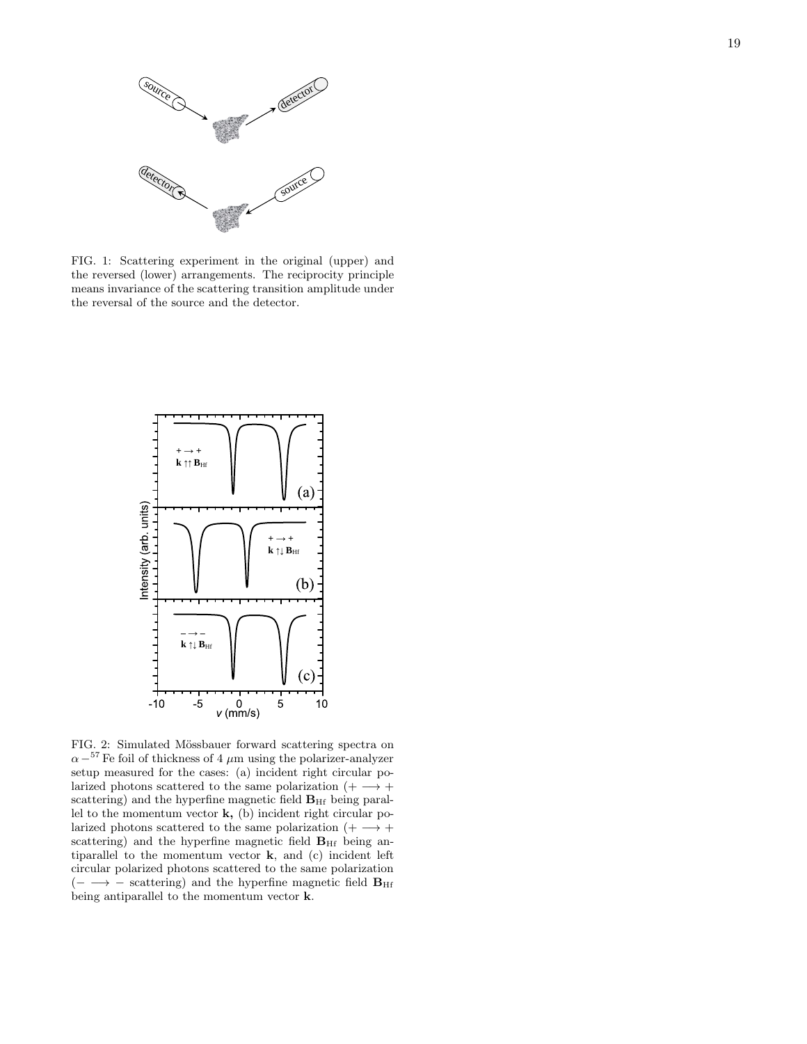FIG. 1: Scattering experiment in the original (upper) and the reversed (lower) arrangements. The reciprocity principle means invariance of the scattering transition amplitude under the reversal of the source and the detector.

FIG. 2: Simulated Mössbauer forward scattering spectra on $\alpha-^{57}$Fe foil of thickness of 4 $\mu$m using the polarizer-analyzer setup measured for the cases: (a) incident right circular polarized photons scattered to the same polarization ($+ \longrightarrow +$ scattering) and the hyperfine magnetic field $\mathbf{B}_{\mathrm{Hf}}$ being parallel to the momentum vector $\mathbf{k}$, (b) incident right circular polarized photons scattered to the same polarization ($+ \longrightarrow +$ scattering) and the hyperfine magnetic field $\mathbf{B}_{\mathrm{Hf}}$ being antiparallel to the momentum vector $\mathbf{k}$, and (c) incident left circular polarized photons scattered to the same polarization ($- \longrightarrow -$ scattering) and the hyperfine magnetic field $\mathbf{B}_{\mathrm{Hf}}$ being antiparallel to the momentum vector $\mathbf{k}$.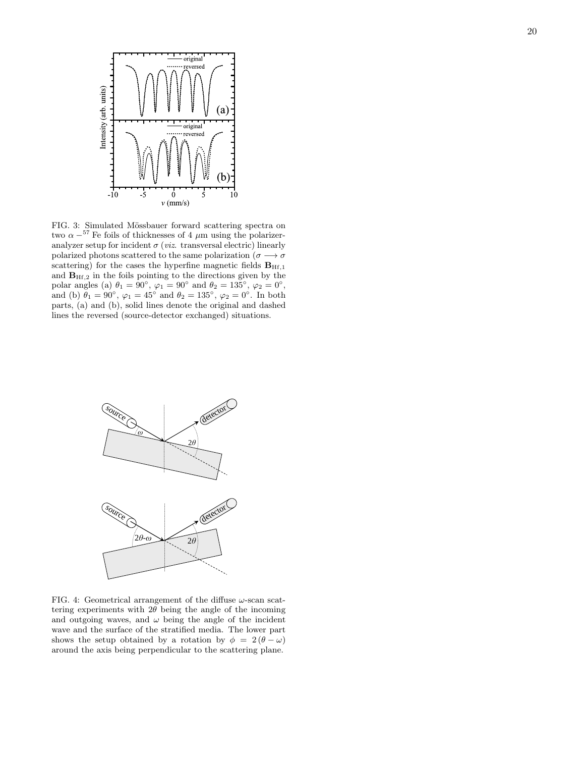original
reversed
(a)
Intensity (arb. units)
original
reversed
(b)
-10
-5
0
5
10
$v$ (mm/s)

FIG. 3: Simulated Mössbauer forward scattering spectra on two $\alpha-{}^{57}$Fe foils of thicknesses of 4 $\mu$m using the polarizer-analyzer setup for incident $\sigma$ (*viz.* transversal electric) linearly polarized photons scattered to the same polarization ($\sigma \longrightarrow \sigma$ scattering) for the cases the hyperfine magnetic fields $\mathbf{B}_{\mathrm{Hf},1}$ and $\mathbf{B}_{\mathrm{Hf},2}$ in the foils pointing to the directions given by the polar angles (a) $\theta_1 = 90^\circ$, $\varphi_1 = 90^\circ$ and $\theta_2 = 135^\circ$, $\varphi_2 = 0^\circ$, and (b) $\theta_1 = 90^\circ$, $\varphi_1 = 45^\circ$ and $\theta_2 = 135^\circ$, $\varphi_2 = 0^\circ$. In both parts, (a) and (b), solid lines denote the original and dashed lines the reversed (source-detector exchanged) situations.

source
detector
$\omega$
$2\theta$
source
detector
$2\theta$-$\omega$
$2\theta$

FIG. 4: Geometrical arrangement of the diffuse $\omega$-scan scattering experiments with $2\theta$ being the angle of the incoming and outgoing waves, and $\omega$ being the angle of the incident wave and the surface of the stratified media. The lower part shows the setup obtained by a rotation by $\phi = 2(\theta - \omega)$ around the axis being perpendicular to the scattering plane.